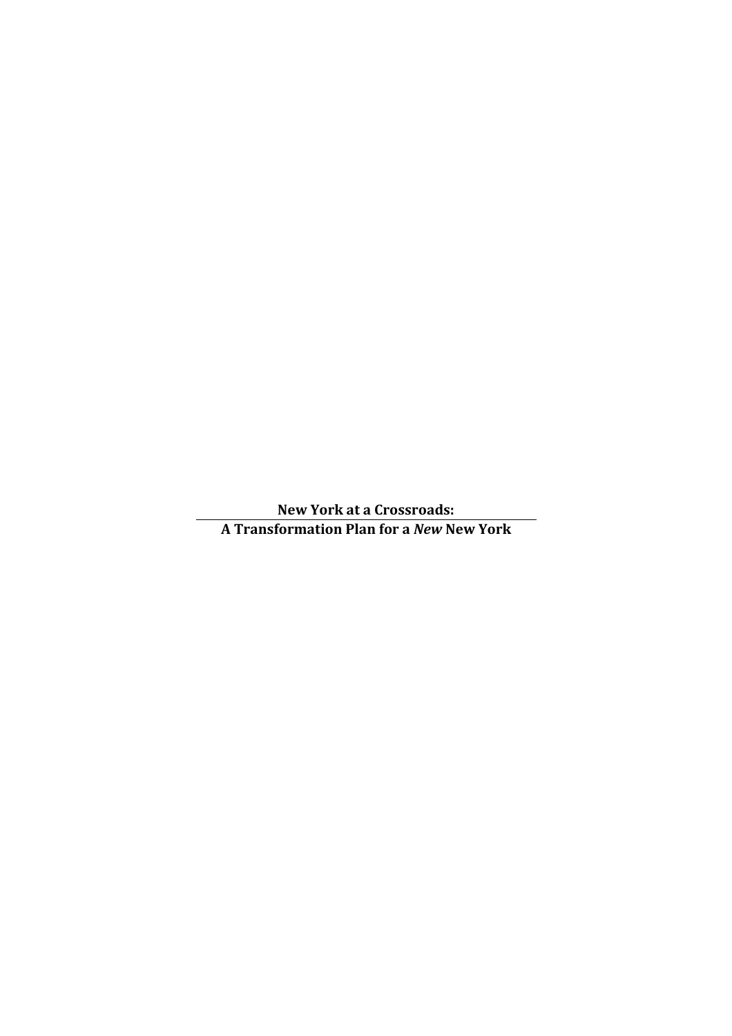# New York at a Crossroads: A Transformation Plan for a *New* New York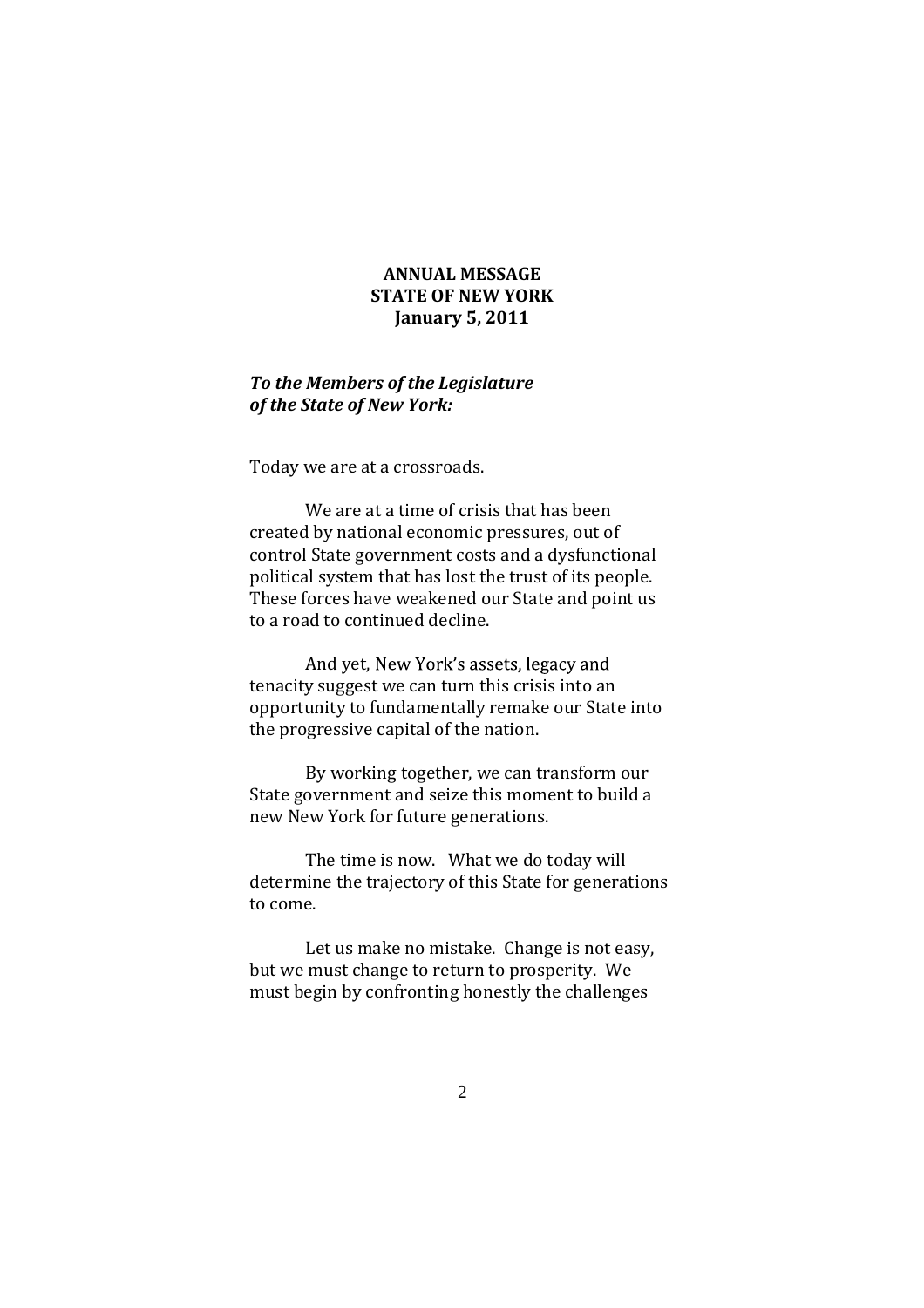**ANNUAL MESSAGE**
**STATE OF NEW YORK**
**January 5, 2011**

***To the Members of the Legislature of the State of New York:***

Today we are at a crossroads.

We are at a time of crisis that has been created by national economic pressures, out of control State government costs and a dysfunctional political system that has lost the trust of its people. These forces have weakened our State and point us to a road to continued decline.

And yet, New York's assets, legacy and tenacity suggest we can turn this crisis into an opportunity to fundamentally remake our State into the progressive capital of the nation.

By working together, we can transform our State government and seize this moment to build a new New York for future generations.

The time is now. What we do today will determine the trajectory of this State for generations to come.

Let us make no mistake. Change is not easy, but we must change to return to prosperity. We must begin by confronting honestly the challenges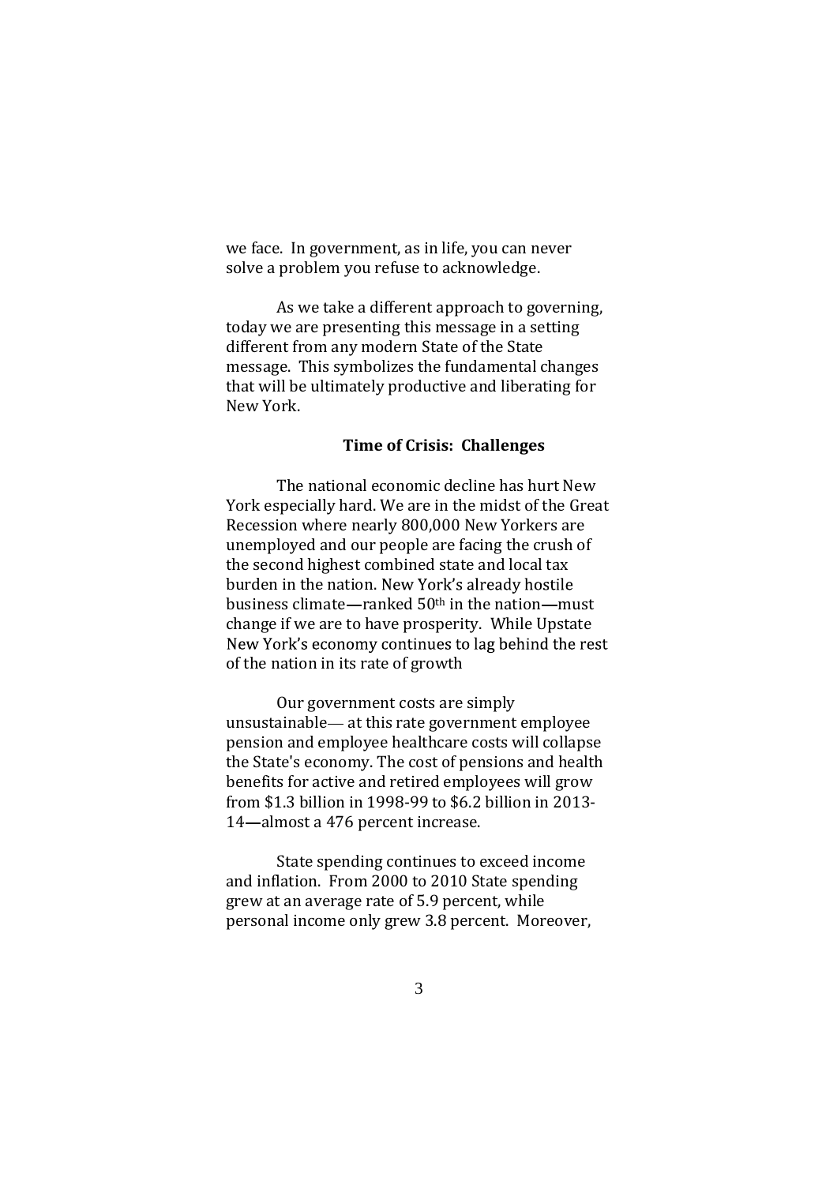we face. In government, as in life, you can never solve a problem you refuse to acknowledge.

As we take a different approach to governing, today we are presenting this message in a setting different from any modern State of the State message. This symbolizes the fundamental changes that will be ultimately productive and liberating for New York.

**Time of Crisis: Challenges**

The national economic decline has hurt New York especially hard. We are in the midst of the Great Recession where nearly 800,000 New Yorkers are unemployed and our people are facing the crush of the second highest combined state and local tax burden in the nation. New York's already hostile business climate**—**ranked 50th in the nation**—**must change if we are to have prosperity. While Upstate New York's economy continues to lag behind the rest of the nation in its rate of growth

Our government costs are simply unsustainable— at this rate government employee pension and employee healthcare costs will collapse the State's economy. The cost of pensions and health benefits for active and retired employees will grow from $1.3 billion in 1998-99 to $6.2 billion in 2013-14**—**almost a 476 percent increase.

State spending continues to exceed income and inflation. From 2000 to 2010 State spending grew at an average rate of 5.9 percent, while personal income only grew 3.8 percent. Moreover,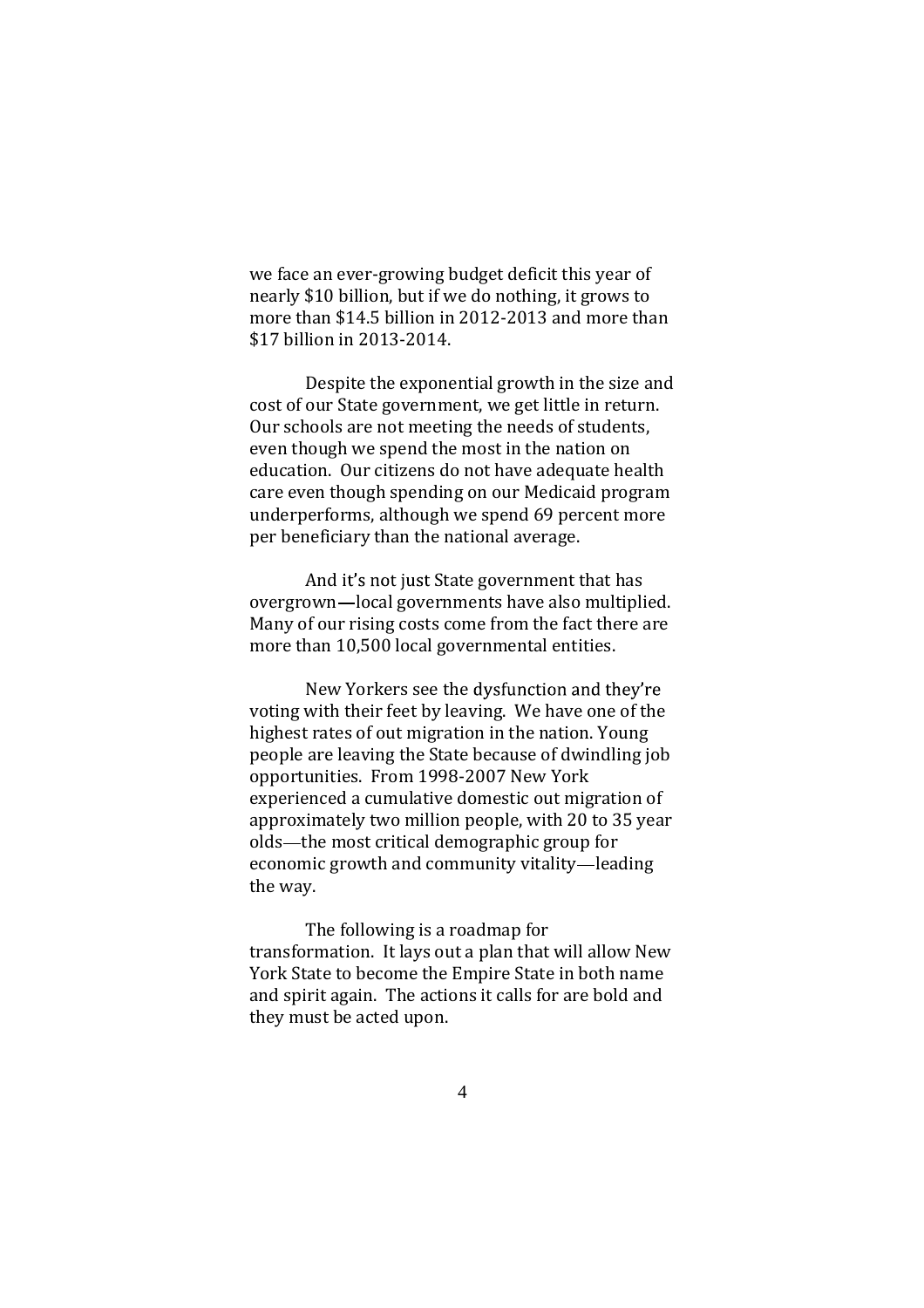we face an ever-growing budget deficit this year of nearly $10 billion, but if we do nothing, it grows to more than $14.5 billion in 2012-2013 and more than $17 billion in 2013-2014.

Despite the exponential growth in the size and cost of our State government, we get little in return. Our schools are not meeting the needs of students, even though we spend the most in the nation on education. Our citizens do not have adequate health care even though spending on our Medicaid program underperforms, although we spend 69 percent more per beneficiary than the national average.

And it's not just State government that has overgrown—local governments have also multiplied. Many of our rising costs come from the fact there are more than 10,500 local governmental entities.

New Yorkers see the dysfunction and they're voting with their feet by leaving. We have one of the highest rates of out migration in the nation. Young people are leaving the State because of dwindling job opportunities. From 1998-2007 New York experienced a cumulative domestic out migration of approximately two million people, with 20 to 35 year olds—the most critical demographic group for economic growth and community vitality—leading the way.

The following is a roadmap for transformation. It lays out a plan that will allow New York State to become the Empire State in both name and spirit again. The actions it calls for are bold and they must be acted upon.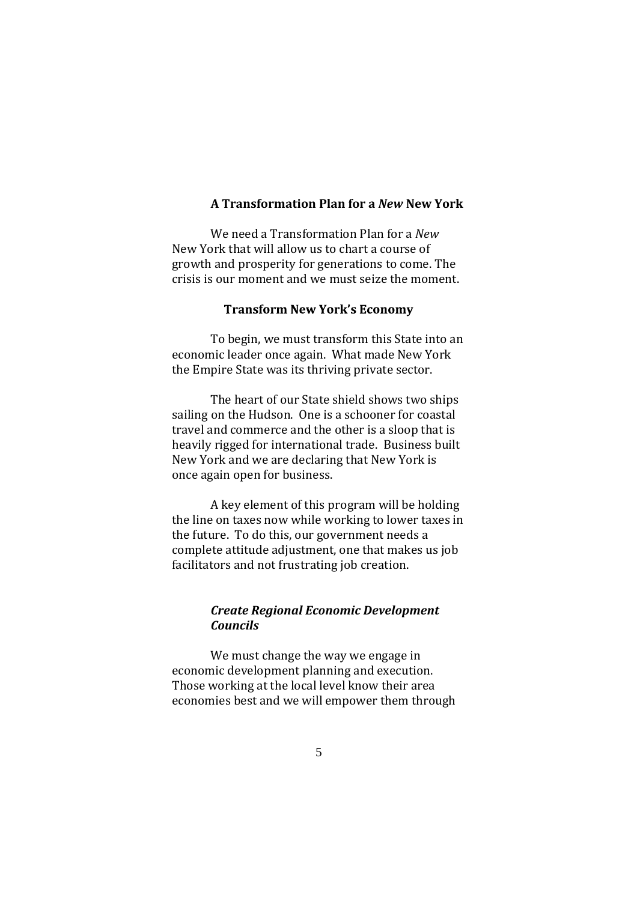## A Transformation Plan for a *New* New York

We need a Transformation Plan for a *New* New York that will allow us to chart a course of growth and prosperity for generations to come. The crisis is our moment and we must seize the moment.

### Transform New York's Economy

To begin, we must transform this State into an economic leader once again. What made New York the Empire State was its thriving private sector.

The heart of our State shield shows two ships sailing on the Hudson. One is a schooner for coastal travel and commerce and the other is a sloop that is heavily rigged for international trade. Business built New York and we are declaring that New York is once again open for business.

A key element of this program will be holding the line on taxes now while working to lower taxes in the future. To do this, our government needs a complete attitude adjustment, one that makes us job facilitators and not frustrating job creation.

#### *Create Regional Economic Development Councils*

We must change the way we engage in economic development planning and execution. Those working at the local level know their area economies best and we will empower them through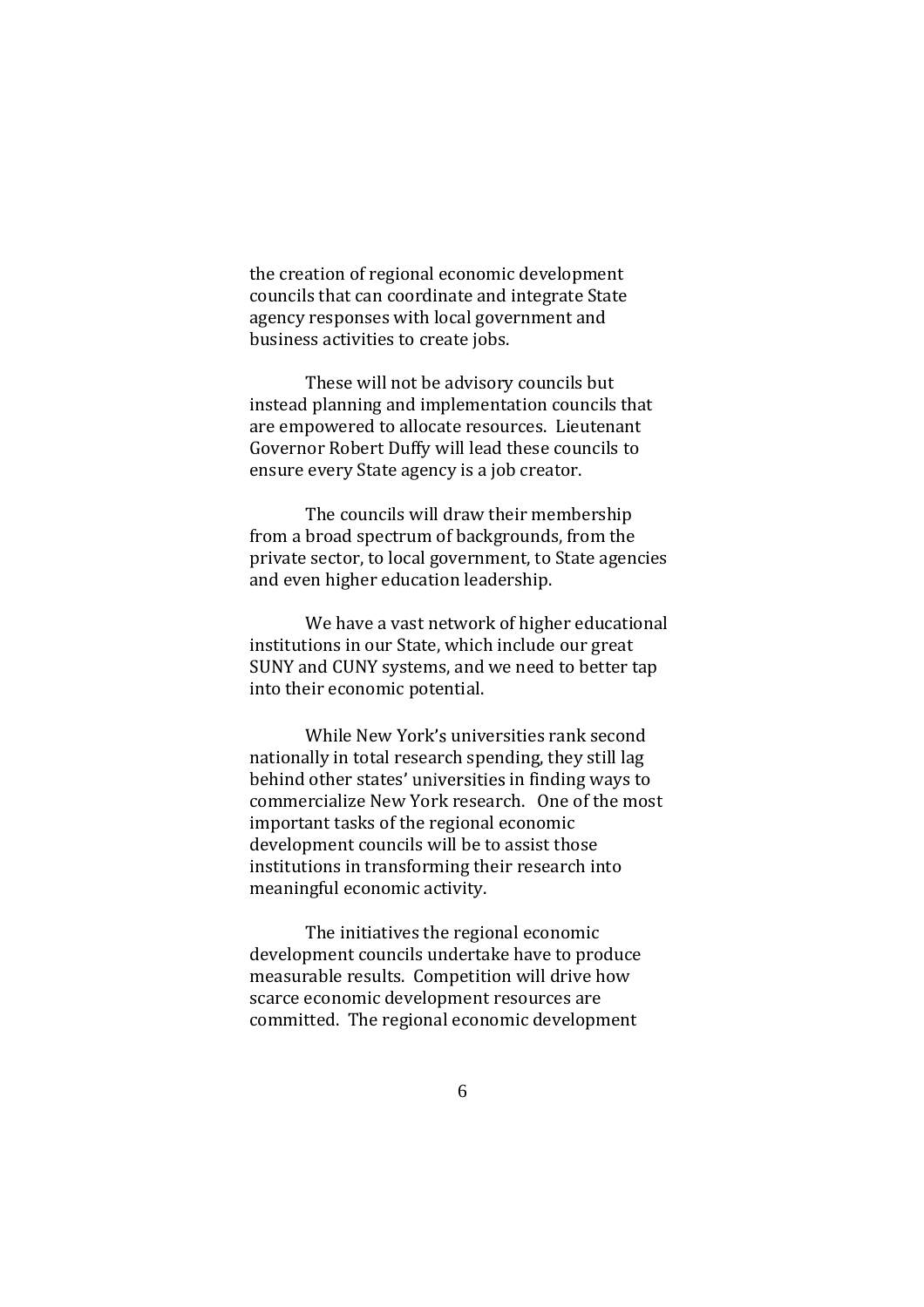the creation of regional economic development councils that can coordinate and integrate State agency responses with local government and business activities to create jobs.

These will not be advisory councils but instead planning and implementation councils that are empowered to allocate resources. Lieutenant Governor Robert Duffy will lead these councils to ensure every State agency is a job creator.

The councils will draw their membership from a broad spectrum of backgrounds, from the private sector, to local government, to State agencies and even higher education leadership.

We have a vast network of higher educational institutions in our State, which include our great SUNY and CUNY systems, and we need to better tap into their economic potential.

While New York's universities rank second nationally in total research spending, they still lag behind other states' universities in finding ways to commercialize New York research. One of the most important tasks of the regional economic development councils will be to assist those institutions in transforming their research into meaningful economic activity.

The initiatives the regional economic development councils undertake have to produce measurable results. Competition will drive how scarce economic development resources are committed. The regional economic development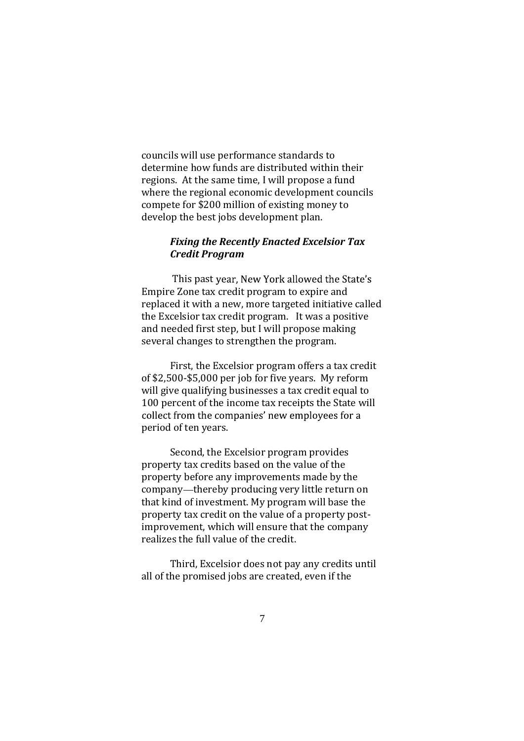councils will use performance standards to determine how funds are distributed within their regions. At the same time, I will propose a fund where the regional economic development councils compete for $200 million of existing money to develop the best jobs development plan.

### *Fixing the Recently Enacted Excelsior Tax Credit Program*

This past year, New York allowed the State's Empire Zone tax credit program to expire and replaced it with a new, more targeted initiative called the Excelsior tax credit program. It was a positive and needed first step, but I will propose making several changes to strengthen the program.

First, the Excelsior program offers a tax credit of $2,500-$5,000 per job for five years. My reform will give qualifying businesses a tax credit equal to 100 percent of the income tax receipts the State will collect from the companies' new employees for a period of ten years.

Second, the Excelsior program provides property tax credits based on the value of the property before any improvements made by the company—thereby producing very little return on that kind of investment. My program will base the property tax credit on the value of a property post-improvement, which will ensure that the company realizes the full value of the credit.

Third, Excelsior does not pay any credits until all of the promised jobs are created, even if the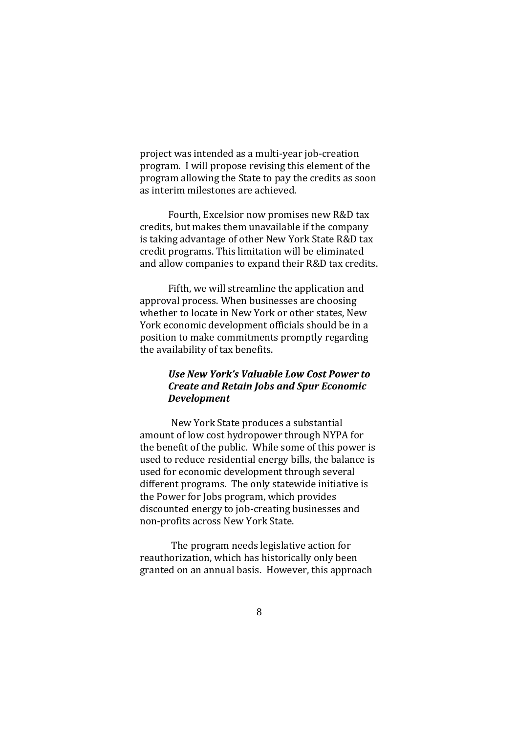project was intended as a multi-year job-creation program. I will propose revising this element of the program allowing the State to pay the credits as soon as interim milestones are achieved.

Fourth, Excelsior now promises new R&D tax credits, but makes them unavailable if the company is taking advantage of other New York State R&D tax credit programs. This limitation will be eliminated and allow companies to expand their R&D tax credits.

Fifth, we will streamline the application and approval process. When businesses are choosing whether to locate in New York or other states, New York economic development officials should be in a position to make commitments promptly regarding the availability of tax benefits.

***Use New York's Valuable Low Cost Power to Create and Retain Jobs and Spur Economic Development***

New York State produces a substantial amount of low cost hydropower through NYPA for the benefit of the public. While some of this power is used to reduce residential energy bills, the balance is used for economic development through several different programs. The only statewide initiative is the Power for Jobs program, which provides discounted energy to job-creating businesses and non-profits across New York State.

The program needs legislative action for reauthorization, which has historically only been granted on an annual basis. However, this approach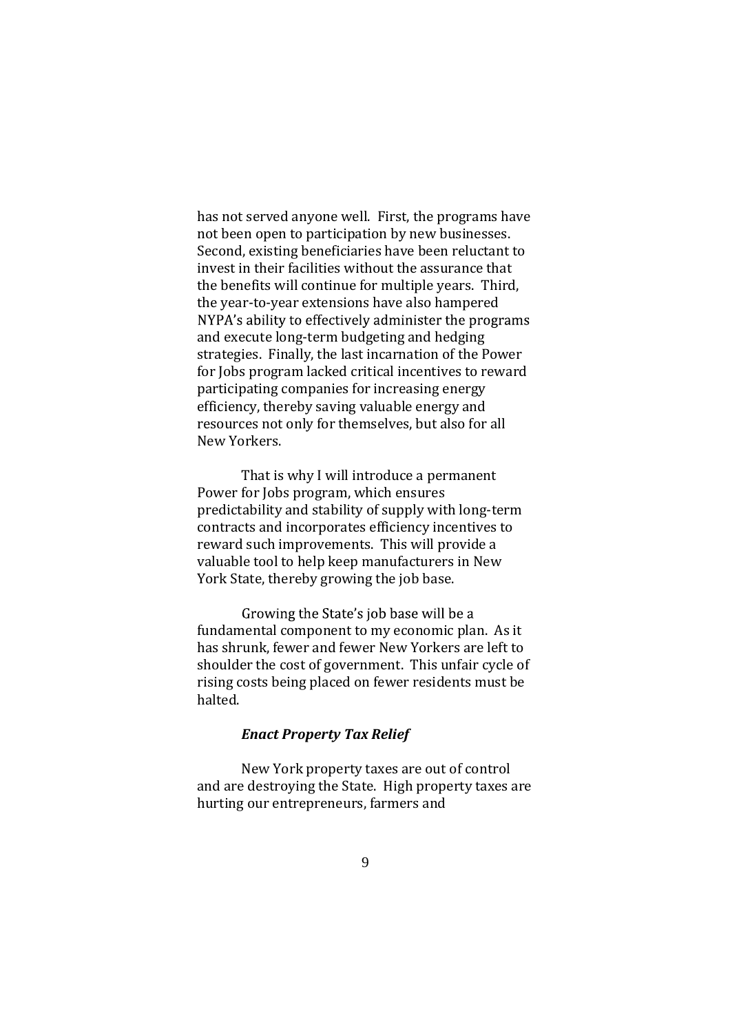has not served anyone well. First, the programs have not been open to participation by new businesses. Second, existing beneficiaries have been reluctant to invest in their facilities without the assurance that the benefits will continue for multiple years. Third, the year-to-year extensions have also hampered NYPA's ability to effectively administer the programs and execute long-term budgeting and hedging strategies. Finally, the last incarnation of the Power for Jobs program lacked critical incentives to reward participating companies for increasing energy efficiency, thereby saving valuable energy and resources not only for themselves, but also for all New Yorkers.

That is why I will introduce a permanent Power for Jobs program, which ensures predictability and stability of supply with long-term contracts and incorporates efficiency incentives to reward such improvements. This will provide a valuable tool to help keep manufacturers in New York State, thereby growing the job base.

Growing the State's job base will be a fundamental component to my economic plan. As it has shrunk, fewer and fewer New Yorkers are left to shoulder the cost of government. This unfair cycle of rising costs being placed on fewer residents must be halted.

***Enact Property Tax Relief***

New York property taxes are out of control and are destroying the State. High property taxes are hurting our entrepreneurs, farmers and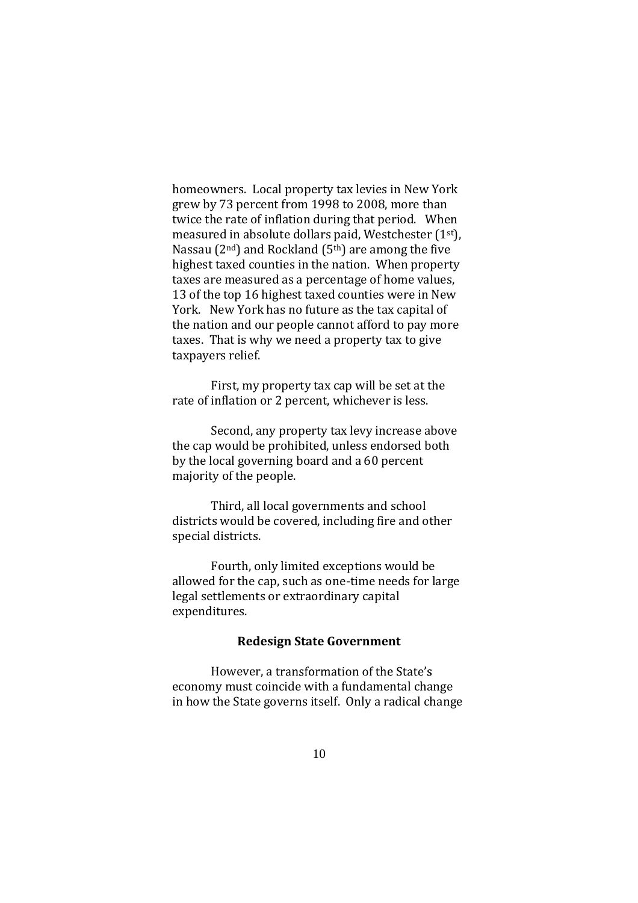homeowners. Local property tax levies in New York grew by 73 percent from 1998 to 2008, more than twice the rate of inflation during that period. When measured in absolute dollars paid, Westchester (1st), Nassau (2nd) and Rockland (5th) are among the five highest taxed counties in the nation. When property taxes are measured as a percentage of home values, 13 of the top 16 highest taxed counties were in New York. New York has no future as the tax capital of the nation and our people cannot afford to pay more taxes. That is why we need a property tax to give taxpayers relief.

First, my property tax cap will be set at the rate of inflation or 2 percent, whichever is less.

Second, any property tax levy increase above the cap would be prohibited, unless endorsed both by the local governing board and a 60 percent majority of the people.

Third, all local governments and school districts would be covered, including fire and other special districts.

Fourth, only limited exceptions would be allowed for the cap, such as one-time needs for large legal settlements or extraordinary capital expenditures.

**Redesign State Government**

However, a transformation of the State's economy must coincide with a fundamental change in how the State governs itself. Only a radical change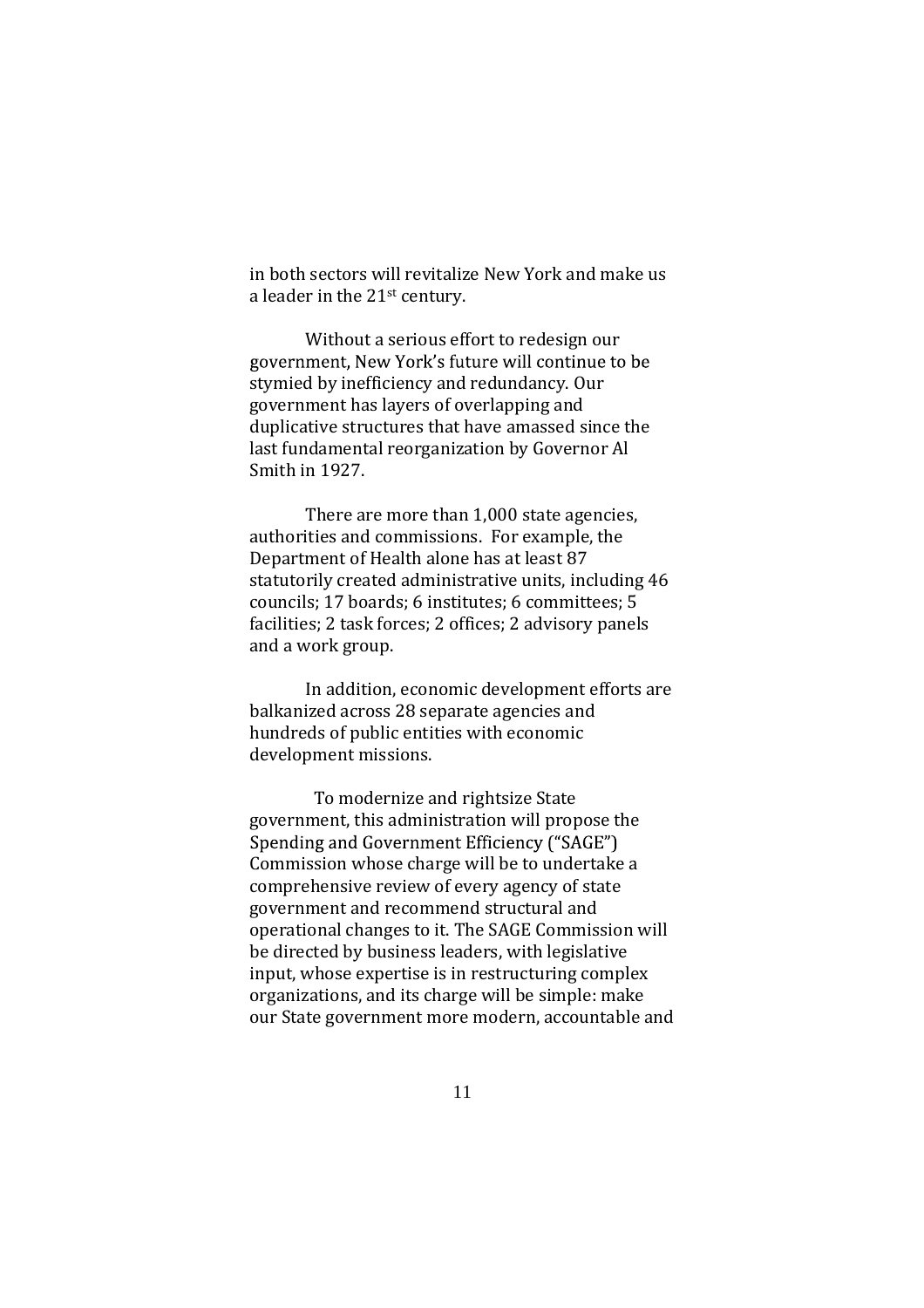in both sectors will revitalize New York and make us a leader in the 21st century.

Without a serious effort to redesign our government, New York's future will continue to be stymied by inefficiency and redundancy. Our government has layers of overlapping and duplicative structures that have amassed since the last fundamental reorganization by Governor Al Smith in 1927.

There are more than 1,000 state agencies, authorities and commissions. For example, the Department of Health alone has at least 87 statutorily created administrative units, including 46 councils; 17 boards; 6 institutes; 6 committees; 5 facilities; 2 task forces; 2 offices; 2 advisory panels and a work group.

In addition, economic development efforts are balkanized across 28 separate agencies and hundreds of public entities with economic development missions.

To modernize and rightsize State government, this administration will propose the Spending and Government Efficiency ("SAGE") Commission whose charge will be to undertake a comprehensive review of every agency of state government and recommend structural and operational changes to it. The SAGE Commission will be directed by business leaders, with legislative input, whose expertise is in restructuring complex organizations, and its charge will be simple: make our State government more modern, accountable and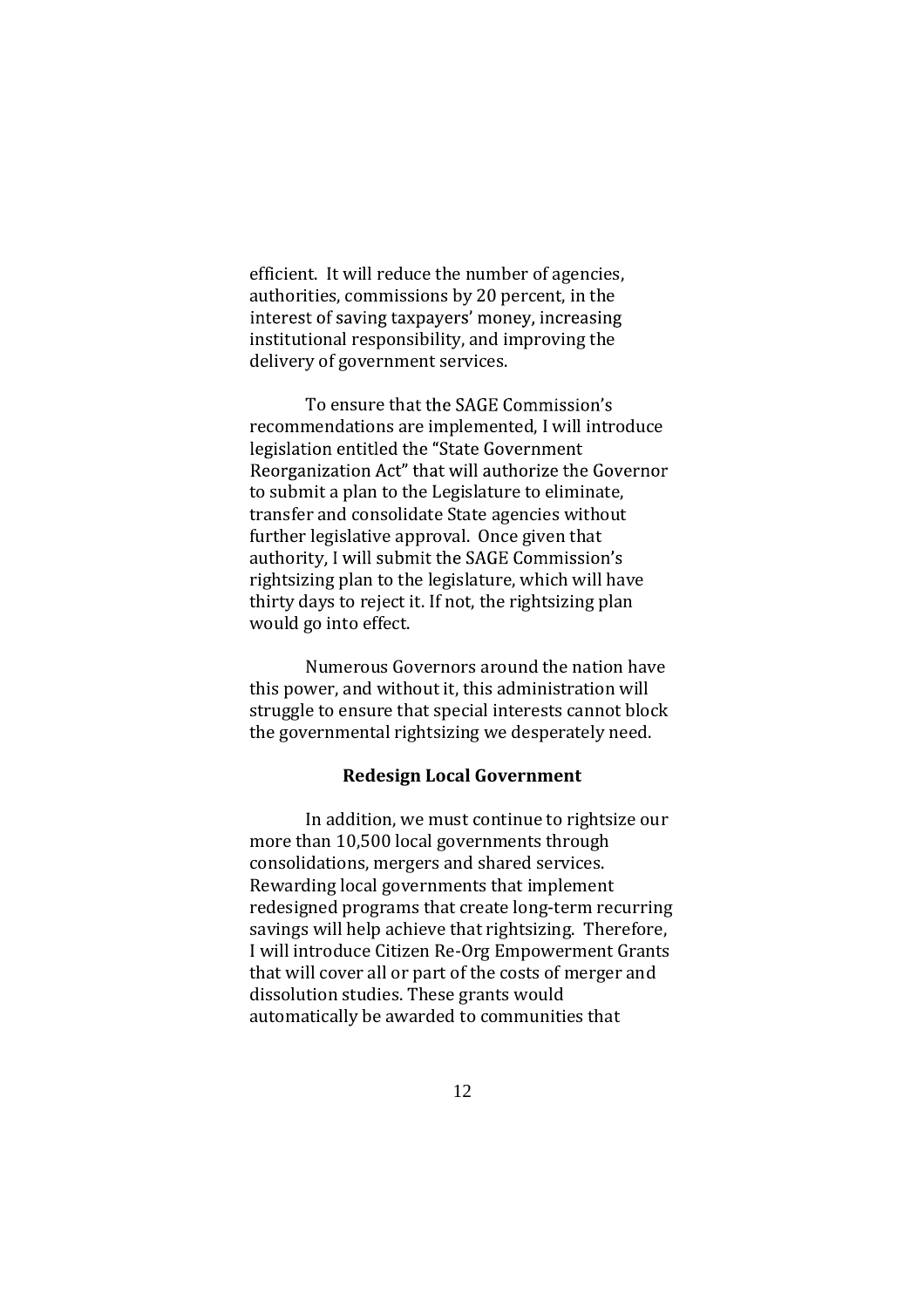efficient. It will reduce the number of agencies, authorities, commissions by 20 percent, in the interest of saving taxpayers' money, increasing institutional responsibility, and improving the delivery of government services.

To ensure that the SAGE Commission's recommendations are implemented, I will introduce legislation entitled the "State Government Reorganization Act" that will authorize the Governor to submit a plan to the Legislature to eliminate, transfer and consolidate State agencies without further legislative approval. Once given that authority, I will submit the SAGE Commission's rightsizing plan to the legislature, which will have thirty days to reject it. If not, the rightsizing plan would go into effect.

Numerous Governors around the nation have this power, and without it, this administration will struggle to ensure that special interests cannot block the governmental rightsizing we desperately need.

**Redesign Local Government**

In addition, we must continue to rightsize our more than 10,500 local governments through consolidations, mergers and shared services. Rewarding local governments that implement redesigned programs that create long-term recurring savings will help achieve that rightsizing. Therefore, I will introduce Citizen Re-Org Empowerment Grants that will cover all or part of the costs of merger and dissolution studies. These grants would automatically be awarded to communities that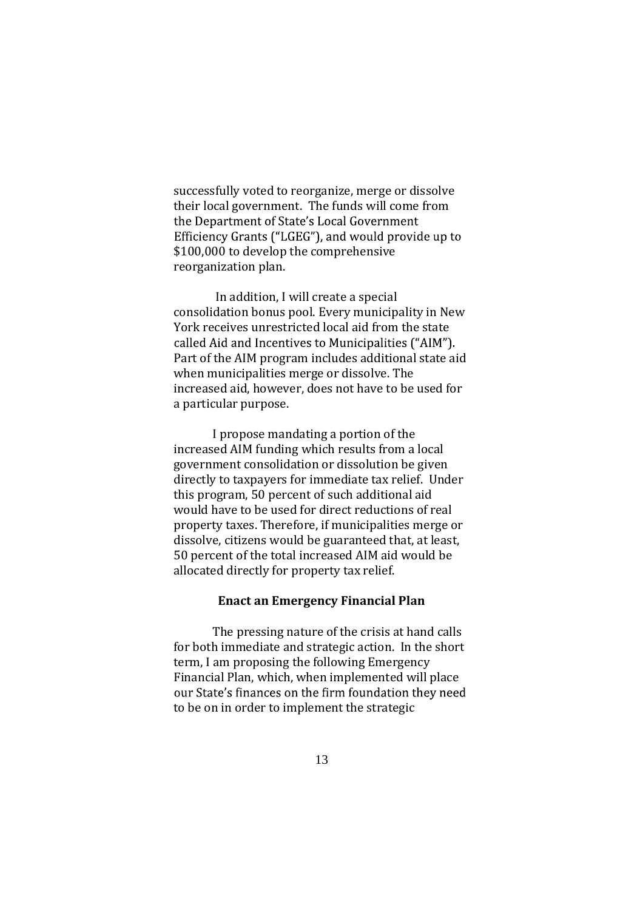successfully voted to reorganize, merge or dissolve their local government. The funds will come from the Department of State's Local Government Efficiency Grants ("LGEG"), and would provide up to $100,000 to develop the comprehensive reorganization plan.

In addition, I will create a special consolidation bonus pool. Every municipality in New York receives unrestricted local aid from the state called Aid and Incentives to Municipalities ("AIM"). Part of the AIM program includes additional state aid when municipalities merge or dissolve. The increased aid, however, does not have to be used for a particular purpose.

I propose mandating a portion of the increased AIM funding which results from a local government consolidation or dissolution be given directly to taxpayers for immediate tax relief. Under this program, 50 percent of such additional aid would have to be used for direct reductions of real property taxes. Therefore, if municipalities merge or dissolve, citizens would be guaranteed that, at least, 50 percent of the total increased AIM aid would be allocated directly for property tax relief.

### Enact an Emergency Financial Plan

The pressing nature of the crisis at hand calls for both immediate and strategic action. In the short term, I am proposing the following Emergency Financial Plan, which, when implemented will place our State's finances on the firm foundation they need to be on in order to implement the strategic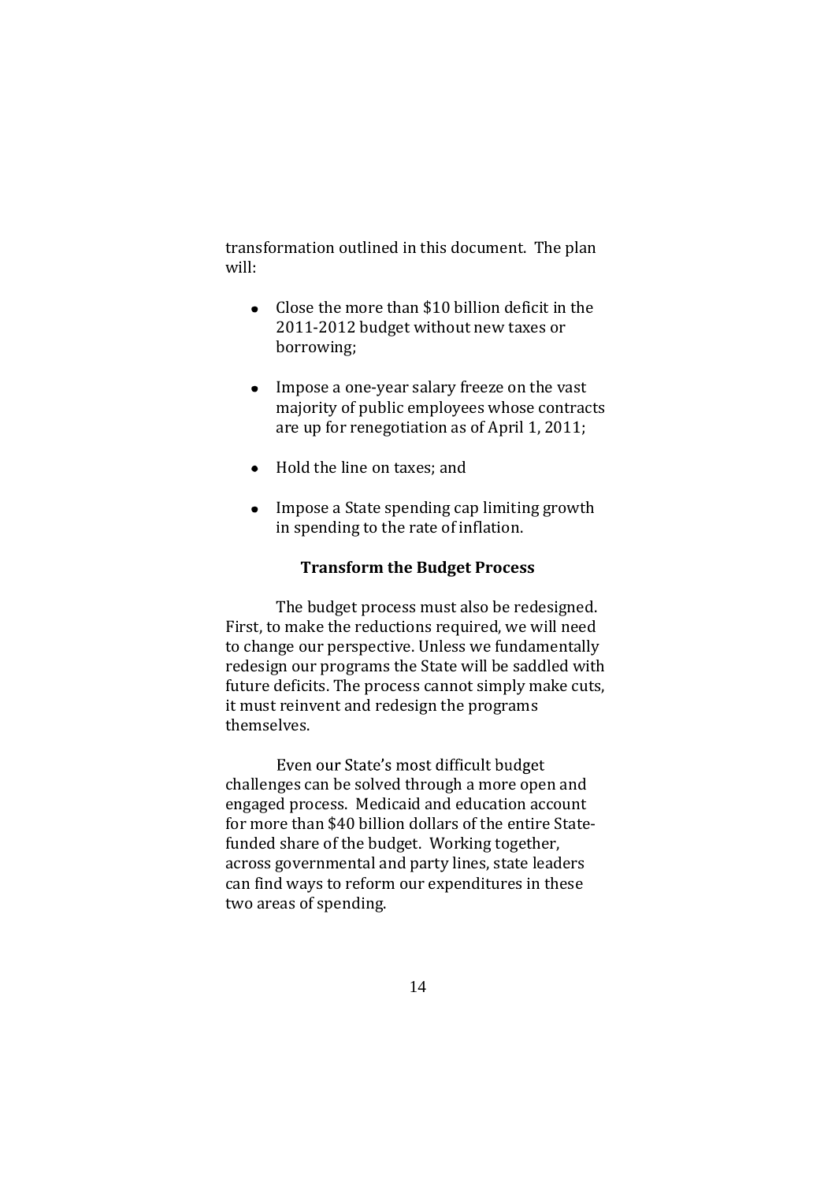transformation outlined in this document. The plan will:

- Close the more than $10 billion deficit in the 2011-2012 budget without new taxes or borrowing;
- Impose a one-year salary freeze on the vast majority of public employees whose contracts are up for renegotiation as of April 1, 2011;
- Hold the line on taxes; and
- Impose a State spending cap limiting growth in spending to the rate of inflation.

### Transform the Budget Process

The budget process must also be redesigned. First, to make the reductions required, we will need to change our perspective. Unless we fundamentally redesign our programs the State will be saddled with future deficits. The process cannot simply make cuts, it must reinvent and redesign the programs themselves.

Even our State's most difficult budget challenges can be solved through a more open and engaged process. Medicaid and education account for more than $40 billion dollars of the entire State-funded share of the budget. Working together, across governmental and party lines, state leaders can find ways to reform our expenditures in these two areas of spending.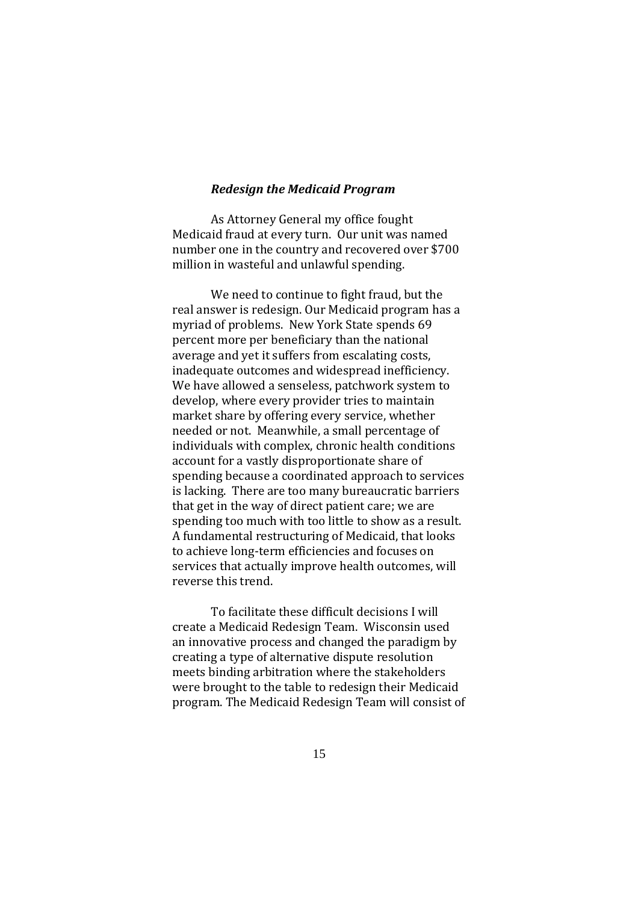### *Redesign the Medicaid Program*

As Attorney General my office fought Medicaid fraud at every turn. Our unit was named number one in the country and recovered over $700 million in wasteful and unlawful spending.

We need to continue to fight fraud, but the real answer is redesign. Our Medicaid program has a myriad of problems. New York State spends 69 percent more per beneficiary than the national average and yet it suffers from escalating costs, inadequate outcomes and widespread inefficiency. We have allowed a senseless, patchwork system to develop, where every provider tries to maintain market share by offering every service, whether needed or not. Meanwhile, a small percentage of individuals with complex, chronic health conditions account for a vastly disproportionate share of spending because a coordinated approach to services is lacking. There are too many bureaucratic barriers that get in the way of direct patient care; we are spending too much with too little to show as a result. A fundamental restructuring of Medicaid, that looks to achieve long-term efficiencies and focuses on services that actually improve health outcomes, will reverse this trend.

To facilitate these difficult decisions I will create a Medicaid Redesign Team. Wisconsin used an innovative process and changed the paradigm by creating a type of alternative dispute resolution meets binding arbitration where the stakeholders were brought to the table to redesign their Medicaid program. The Medicaid Redesign Team will consist of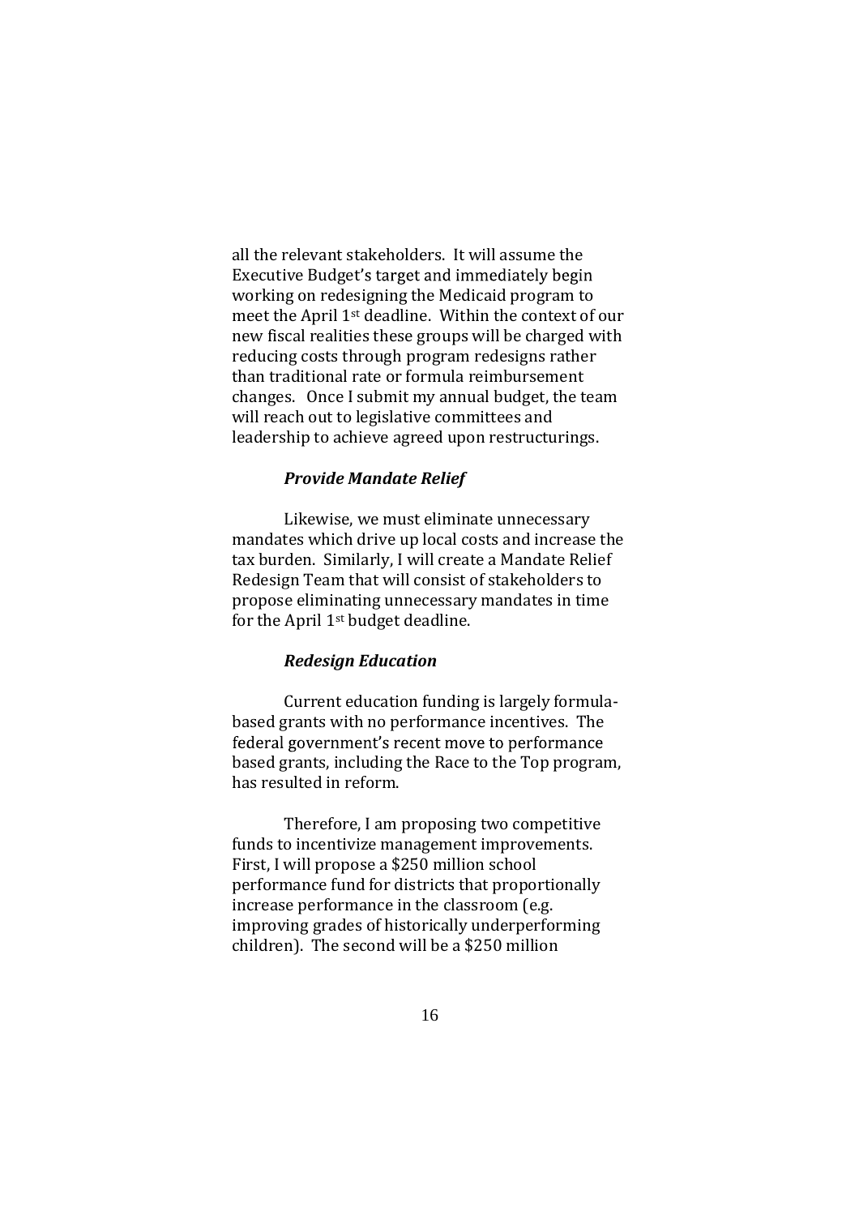all the relevant stakeholders. It will assume the Executive Budget's target and immediately begin working on redesigning the Medicaid program to meet the April 1st deadline. Within the context of our new fiscal realities these groups will be charged with reducing costs through program redesigns rather than traditional rate or formula reimbursement changes. Once I submit my annual budget, the team will reach out to legislative committees and leadership to achieve agreed upon restructurings.

***Provide Mandate Relief***

Likewise, we must eliminate unnecessary mandates which drive up local costs and increase the tax burden. Similarly, I will create a Mandate Relief Redesign Team that will consist of stakeholders to propose eliminating unnecessary mandates in time for the April 1st budget deadline.

***Redesign Education***

Current education funding is largely formula-based grants with no performance incentives. The federal government's recent move to performance based grants, including the Race to the Top program, has resulted in reform.

Therefore, I am proposing two competitive funds to incentivize management improvements. First, I will propose a $250 million school performance fund for districts that proportionally increase performance in the classroom (e.g. improving grades of historically underperforming children). The second will be a $250 million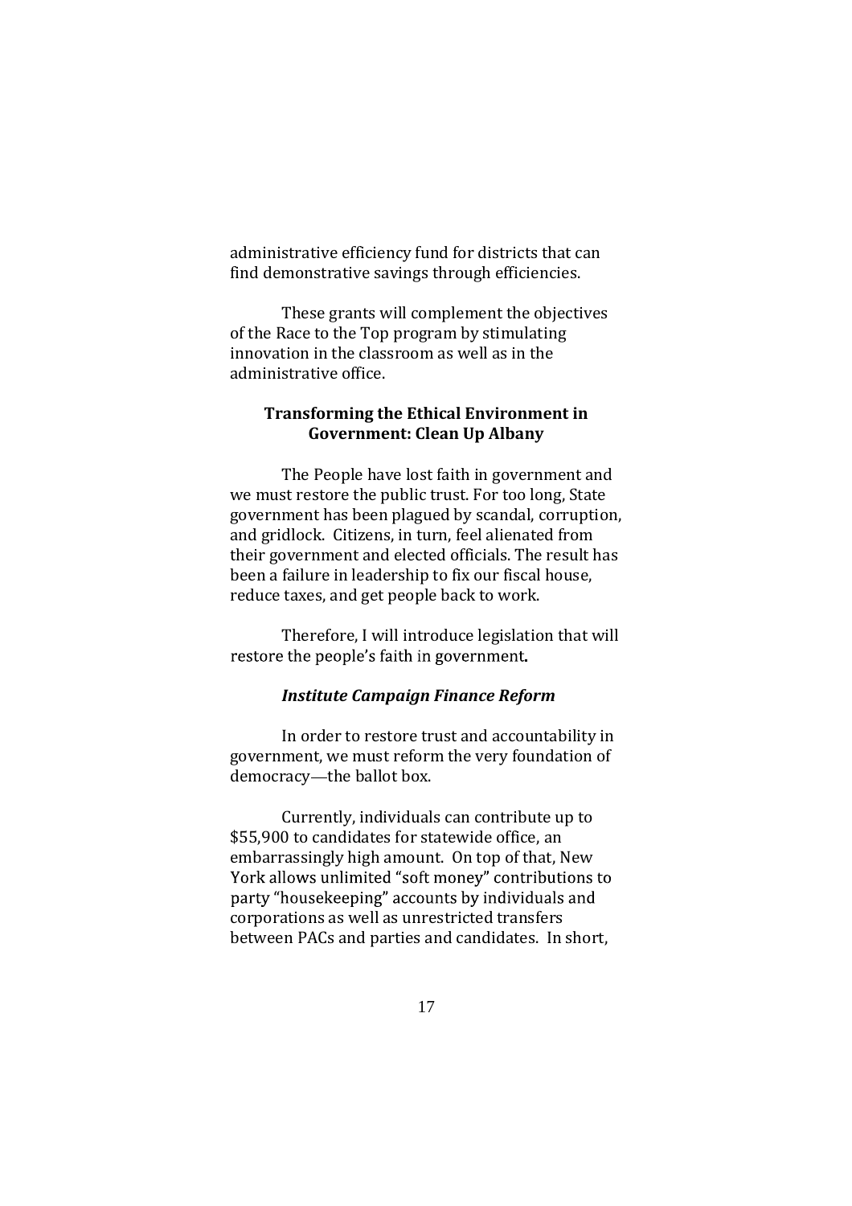administrative efficiency fund for districts that can find demonstrative savings through efficiencies.

These grants will complement the objectives of the Race to the Top program by stimulating innovation in the classroom as well as in the administrative office.

## Transforming the Ethical Environment in Government: Clean Up Albany

The People have lost faith in government and we must restore the public trust. For too long, State government has been plagued by scandal, corruption, and gridlock. Citizens, in turn, feel alienated from their government and elected officials. The result has been a failure in leadership to fix our fiscal house, reduce taxes, and get people back to work.

Therefore, I will introduce legislation that will restore the people's faith in government**.**

### *Institute Campaign Finance Reform*

In order to restore trust and accountability in government, we must reform the very foundation of democracy—the ballot box.

Currently, individuals can contribute up to $55,900 to candidates for statewide office, an embarrassingly high amount. On top of that, New York allows unlimited "soft money" contributions to party "housekeeping" accounts by individuals and corporations as well as unrestricted transfers between PACs and parties and candidates. In short,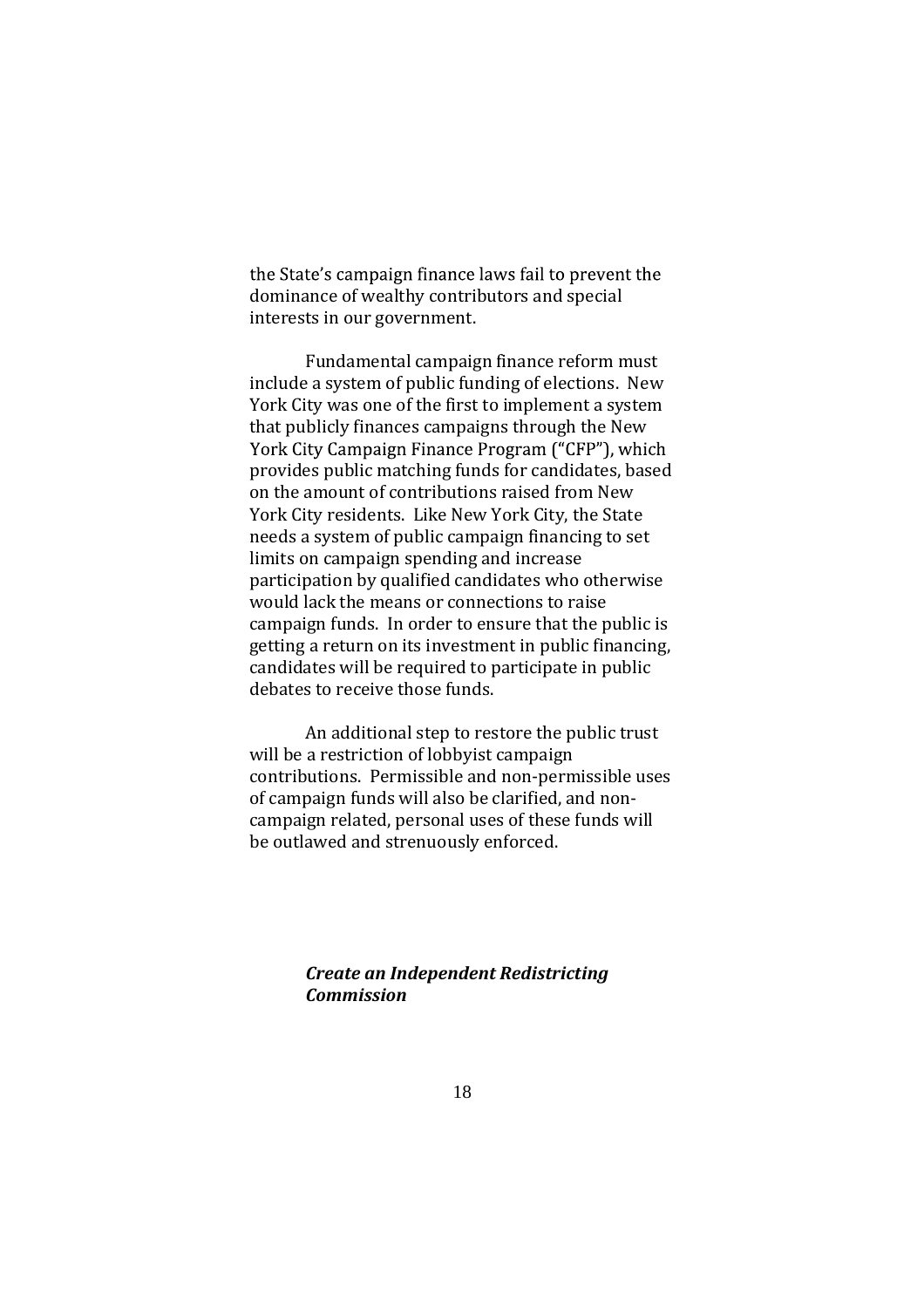the State's campaign finance laws fail to prevent the dominance of wealthy contributors and special interests in our government.

Fundamental campaign finance reform must include a system of public funding of elections. New York City was one of the first to implement a system that publicly finances campaigns through the New York City Campaign Finance Program ("CFP"), which provides public matching funds for candidates, based on the amount of contributions raised from New York City residents. Like New York City, the State needs a system of public campaign financing to set limits on campaign spending and increase participation by qualified candidates who otherwise would lack the means or connections to raise campaign funds. In order to ensure that the public is getting a return on its investment in public financing, candidates will be required to participate in public debates to receive those funds.

An additional step to restore the public trust will be a restriction of lobbyist campaign contributions. Permissible and non-permissible uses of campaign funds will also be clarified, and non-campaign related, personal uses of these funds will be outlawed and strenuously enforced.

### ***Create an Independent Redistricting Commission***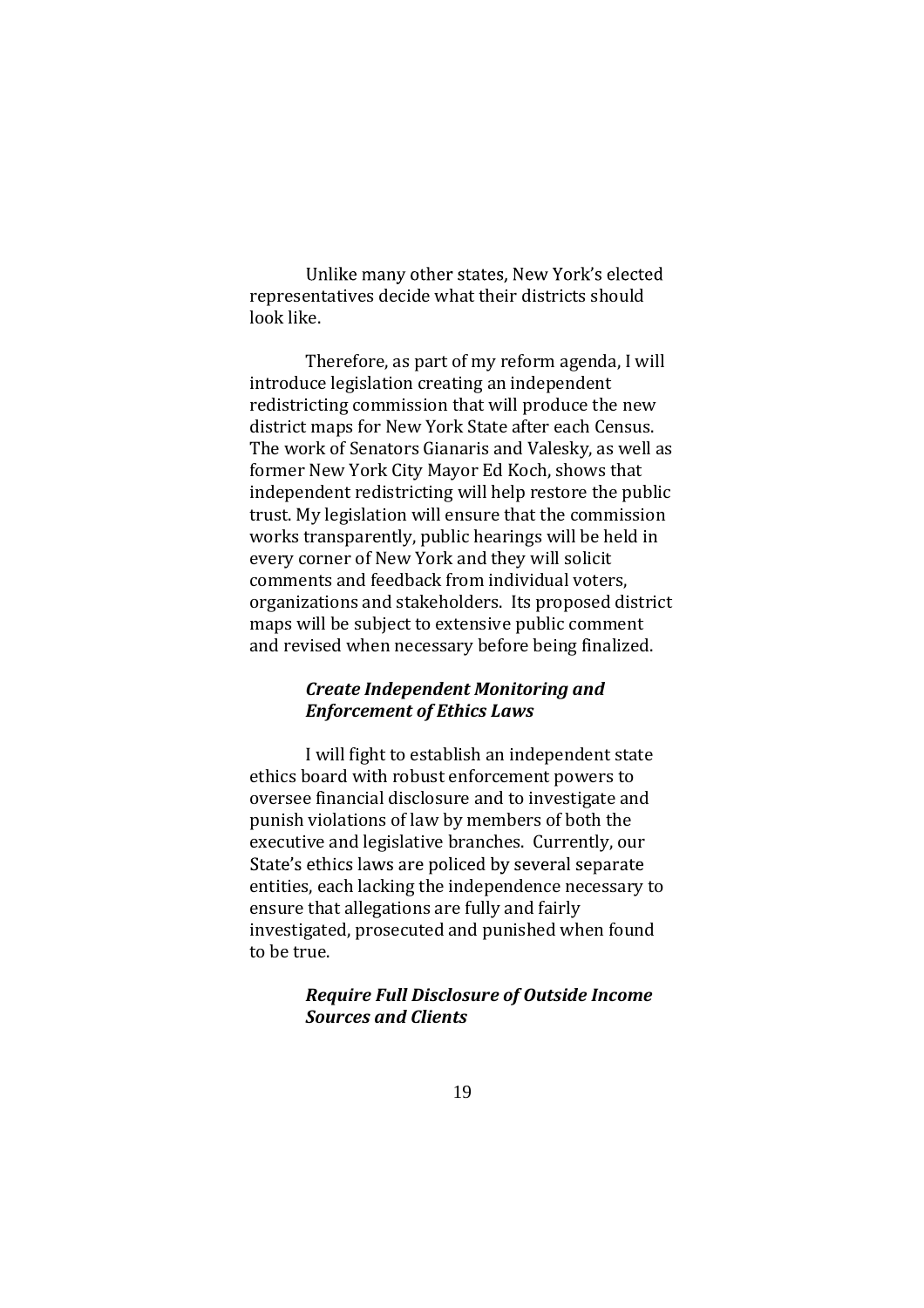Unlike many other states, New York's elected representatives decide what their districts should look like.

Therefore, as part of my reform agenda, I will introduce legislation creating an independent redistricting commission that will produce the new district maps for New York State after each Census. The work of Senators Gianaris and Valesky, as well as former New York City Mayor Ed Koch, shows that independent redistricting will help restore the public trust. My legislation will ensure that the commission works transparently, public hearings will be held in every corner of New York and they will solicit comments and feedback from individual voters, organizations and stakeholders. Its proposed district maps will be subject to extensive public comment and revised when necessary before being finalized.

***Create Independent Monitoring and Enforcement of Ethics Laws***

I will fight to establish an independent state ethics board with robust enforcement powers to oversee financial disclosure and to investigate and punish violations of law by members of both the executive and legislative branches. Currently, our State's ethics laws are policed by several separate entities, each lacking the independence necessary to ensure that allegations are fully and fairly investigated, prosecuted and punished when found to be true.

***Require Full Disclosure of Outside Income Sources and Clients***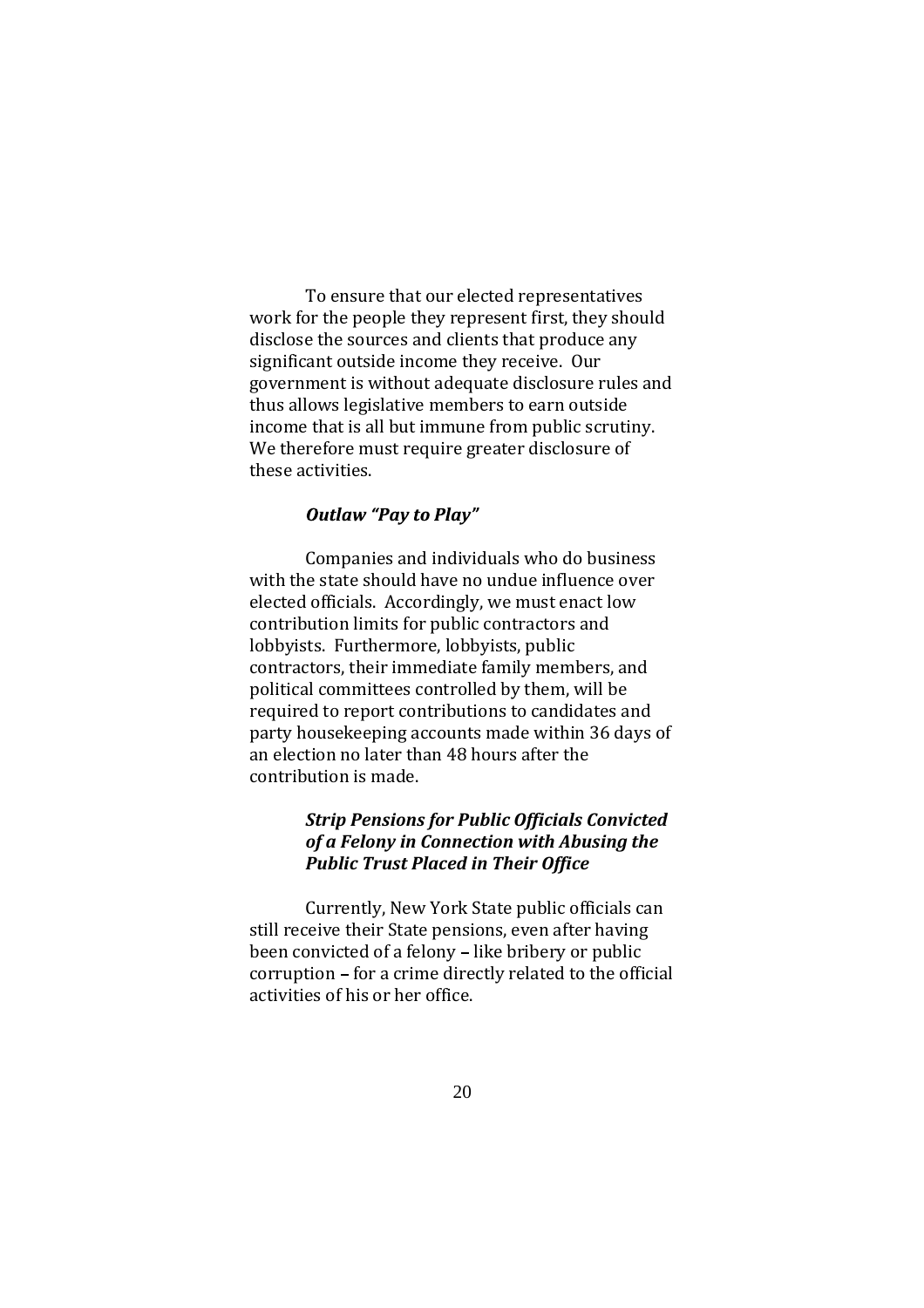To ensure that our elected representatives work for the people they represent first, they should disclose the sources and clients that produce any significant outside income they receive. Our government is without adequate disclosure rules and thus allows legislative members to earn outside income that is all but immune from public scrutiny. We therefore must require greater disclosure of these activities.

### *Outlaw "Pay to Play"*

Companies and individuals who do business with the state should have no undue influence over elected officials. Accordingly, we must enact low contribution limits for public contractors and lobbyists. Furthermore, lobbyists, public contractors, their immediate family members, and political committees controlled by them, will be required to report contributions to candidates and party housekeeping accounts made within 36 days of an election no later than 48 hours after the contribution is made.

### *Strip Pensions for Public Officials Convicted of a Felony in Connection with Abusing the Public Trust Placed in Their Office*

Currently, New York State public officials can still receive their State pensions, even after having been convicted of a felony – like bribery or public corruption – for a crime directly related to the official activities of his or her office.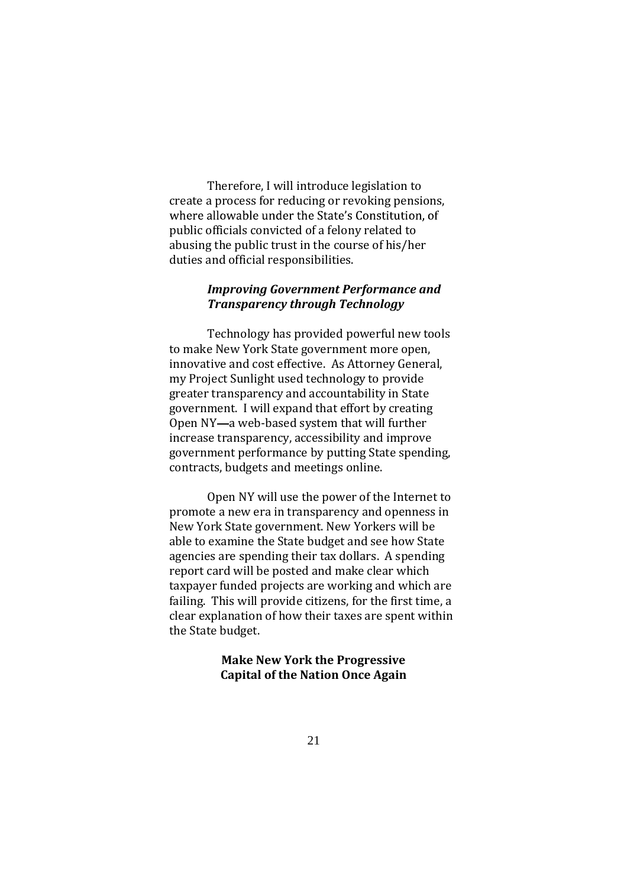Therefore, I will introduce legislation to create a process for reducing or revoking pensions, where allowable under the State's Constitution, of public officials convicted of a felony related to abusing the public trust in the course of his/her duties and official responsibilities.

### *Improving Government Performance and Transparency through Technology*

Technology has provided powerful new tools to make New York State government more open, innovative and cost effective. As Attorney General, my Project Sunlight used technology to provide greater transparency and accountability in State government. I will expand that effort by creating Open NY**—**a web-based system that will further increase transparency, accessibility and improve government performance by putting State spending, contracts, budgets and meetings online.

Open NY will use the power of the Internet to promote a new era in transparency and openness in New York State government. New Yorkers will be able to examine the State budget and see how State agencies are spending their tax dollars. A spending report card will be posted and make clear which taxpayer funded projects are working and which are failing. This will provide citizens, for the first time, a clear explanation of how their taxes are spent within the State budget.

## Make New York the Progressive Capital of the Nation Once Again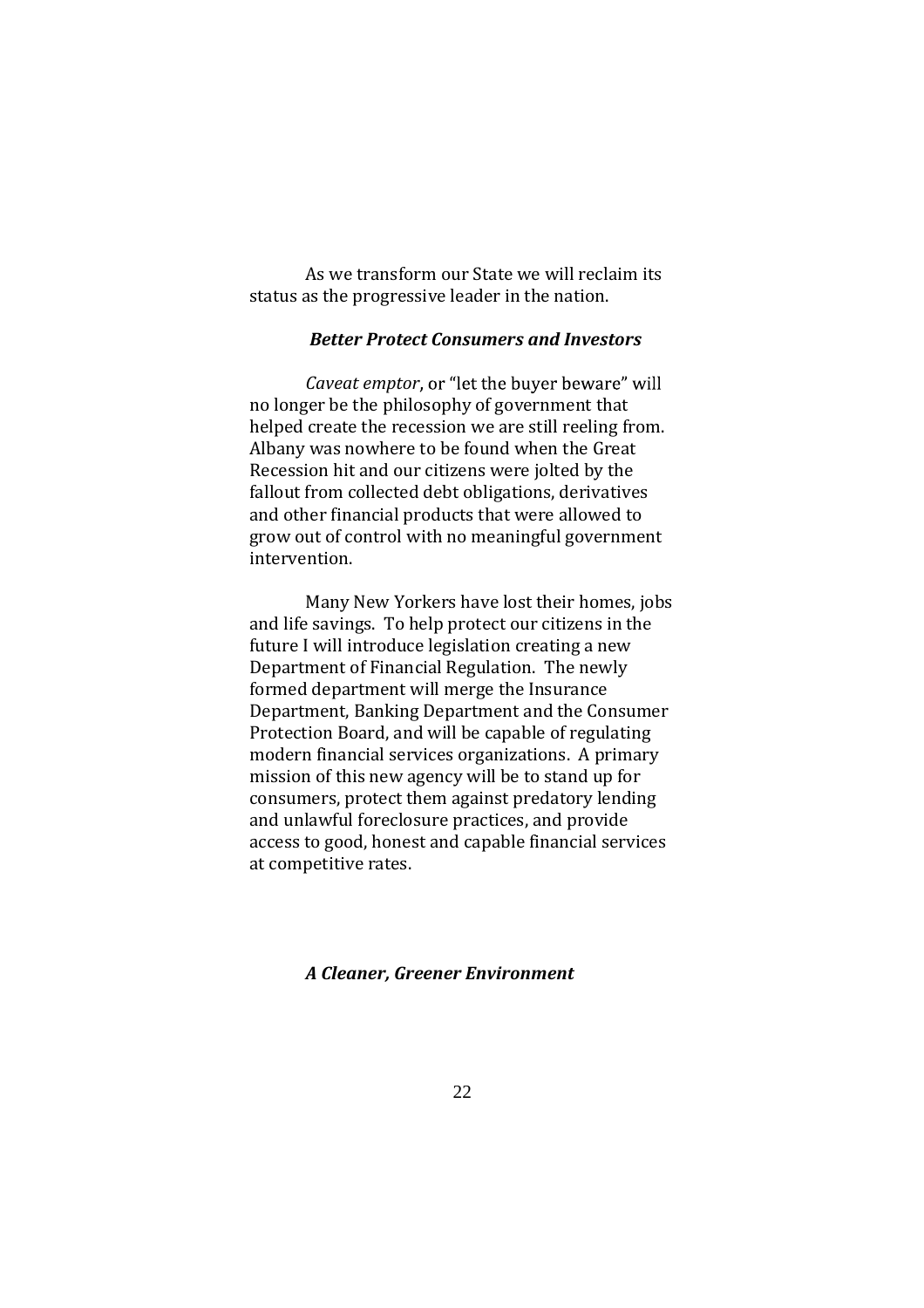As we transform our State we will reclaim its status as the progressive leader in the nation.

### ***Better Protect Consumers and Investors***

*Caveat emptor*, or "let the buyer beware" will no longer be the philosophy of government that helped create the recession we are still reeling from. Albany was nowhere to be found when the Great Recession hit and our citizens were jolted by the fallout from collected debt obligations, derivatives and other financial products that were allowed to grow out of control with no meaningful government intervention.

Many New Yorkers have lost their homes, jobs and life savings. To help protect our citizens in the future I will introduce legislation creating a new Department of Financial Regulation. The newly formed department will merge the Insurance Department, Banking Department and the Consumer Protection Board, and will be capable of regulating modern financial services organizations. A primary mission of this new agency will be to stand up for consumers, protect them against predatory lending and unlawful foreclosure practices, and provide access to good, honest and capable financial services at competitive rates.

### ***A Cleaner, Greener Environment***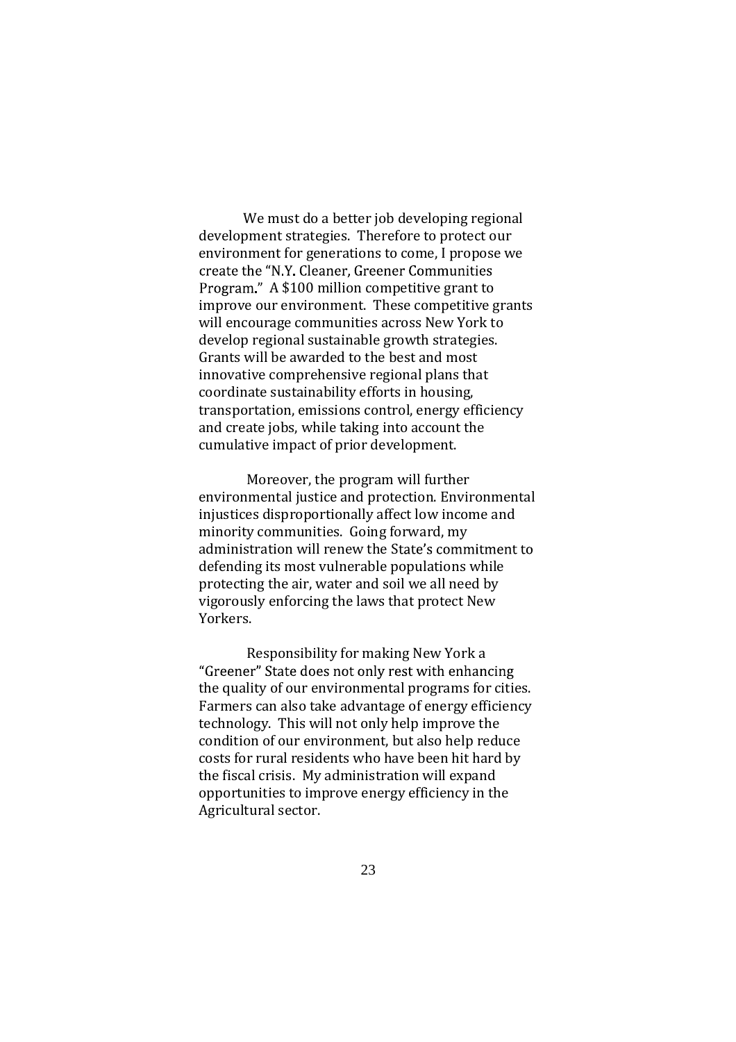We must do a better job developing regional development strategies. Therefore to protect our environment for generations to come, I propose we create the "N.Y. Cleaner, Greener Communities Program." A $100 million competitive grant to improve our environment. These competitive grants will encourage communities across New York to develop regional sustainable growth strategies. Grants will be awarded to the best and most innovative comprehensive regional plans that coordinate sustainability efforts in housing, transportation, emissions control, energy efficiency and create jobs, while taking into account the cumulative impact of prior development.

Moreover, the program will further environmental justice and protection. Environmental injustices disproportionally affect low income and minority communities. Going forward, my administration will renew the State's commitment to defending its most vulnerable populations while protecting the air, water and soil we all need by vigorously enforcing the laws that protect New Yorkers.

Responsibility for making New York a "Greener" State does not only rest with enhancing the quality of our environmental programs for cities. Farmers can also take advantage of energy efficiency technology. This will not only help improve the condition of our environment, but also help reduce costs for rural residents who have been hit hard by the fiscal crisis. My administration will expand opportunities to improve energy efficiency in the Agricultural sector.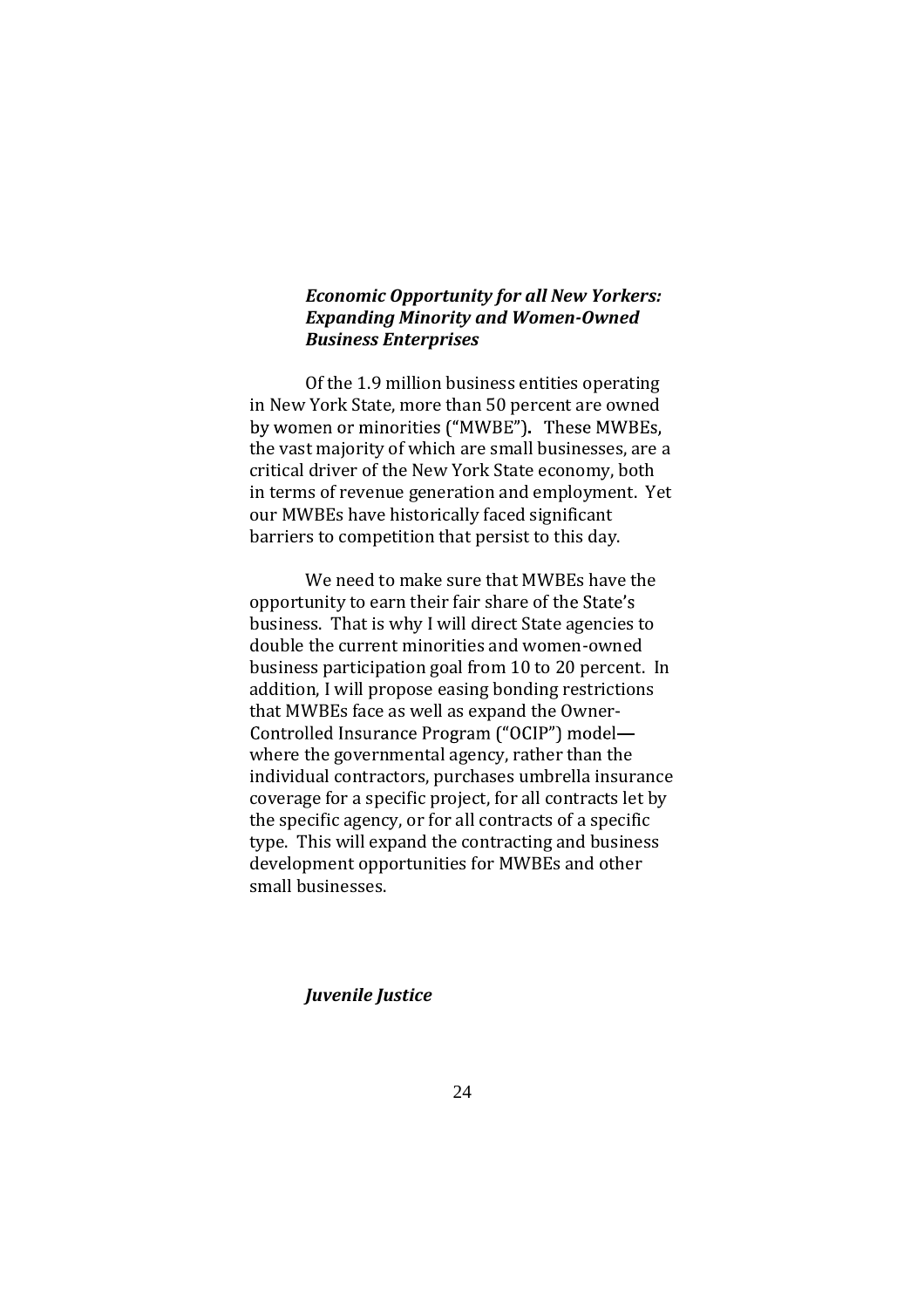### *Economic Opportunity for all New Yorkers: Expanding Minority and Women-Owned Business Enterprises*

Of the 1.9 million business entities operating in New York State, more than 50 percent are owned by women or minorities ("MWBE"). These MWBEs, the vast majority of which are small businesses, are a critical driver of the New York State economy, both in terms of revenue generation and employment. Yet our MWBEs have historically faced significant barriers to competition that persist to this day.

We need to make sure that MWBEs have the opportunity to earn their fair share of the State's business. That is why I will direct State agencies to double the current minorities and women-owned business participation goal from 10 to 20 percent. In addition, I will propose easing bonding restrictions that MWBEs face as well as expand the Owner-Controlled Insurance Program ("OCIP") model— where the governmental agency, rather than the individual contractors, purchases umbrella insurance coverage for a specific project, for all contracts let by the specific agency, or for all contracts of a specific type. This will expand the contracting and business development opportunities for MWBEs and other small businesses.

### *Juvenile Justice*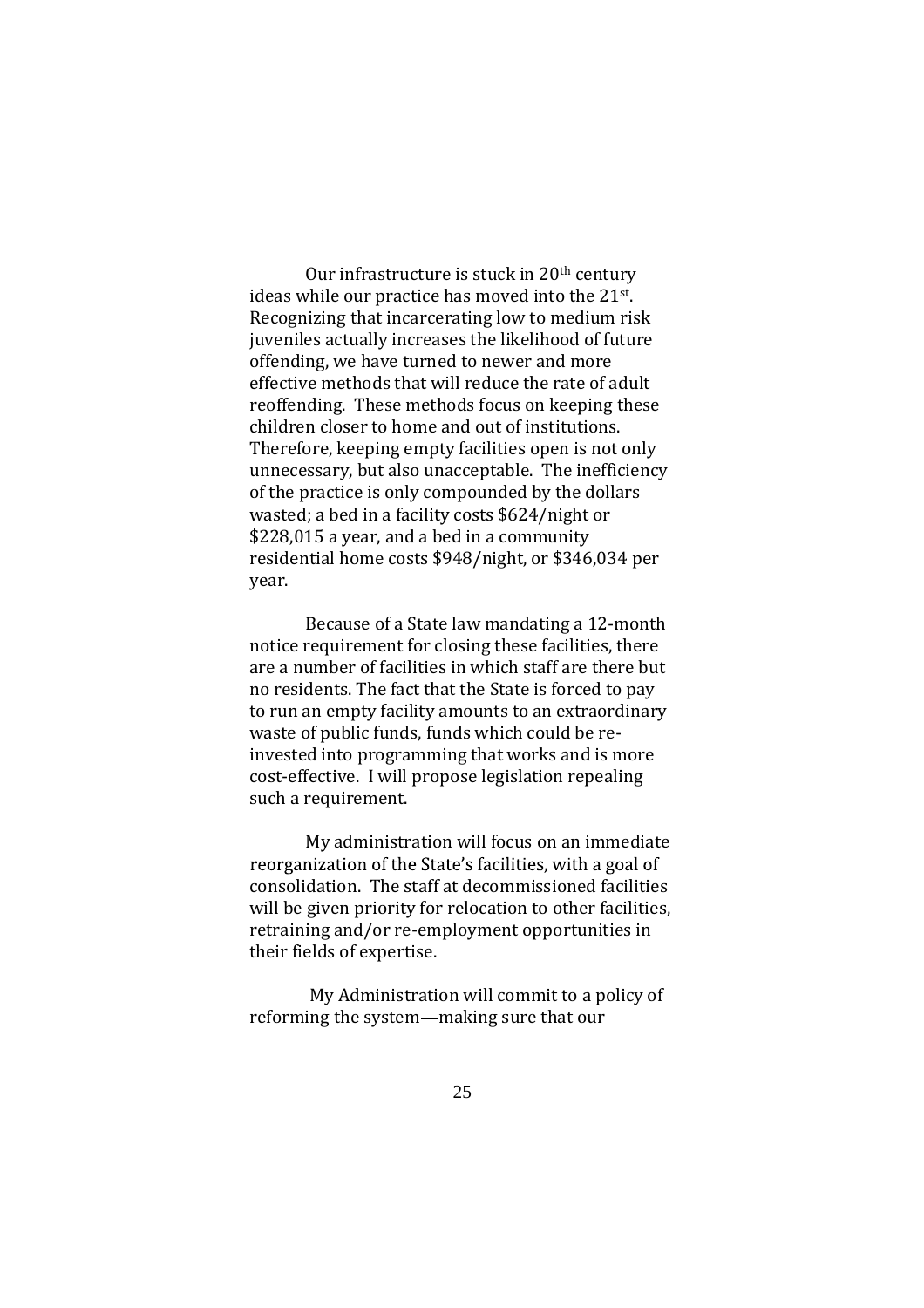Our infrastructure is stuck in 20th century ideas while our practice has moved into the 21st. Recognizing that incarcerating low to medium risk juveniles actually increases the likelihood of future offending, we have turned to newer and more effective methods that will reduce the rate of adult reoffending. These methods focus on keeping these children closer to home and out of institutions. Therefore, keeping empty facilities open is not only unnecessary, but also unacceptable. The inefficiency of the practice is only compounded by the dollars wasted; a bed in a facility costs $624/night or $228,015 a year, and a bed in a community residential home costs $948/night, or $346,034 per year.

Because of a State law mandating a 12-month notice requirement for closing these facilities, there are a number of facilities in which staff are there but no residents. The fact that the State is forced to pay to run an empty facility amounts to an extraordinary waste of public funds, funds which could be re-invested into programming that works and is more cost-effective. I will propose legislation repealing such a requirement.

My administration will focus on an immediate reorganization of the State's facilities, with a goal of consolidation. The staff at decommissioned facilities will be given priority for relocation to other facilities, retraining and/or re-employment opportunities in their fields of expertise.

My Administration will commit to a policy of reforming the system—making sure that our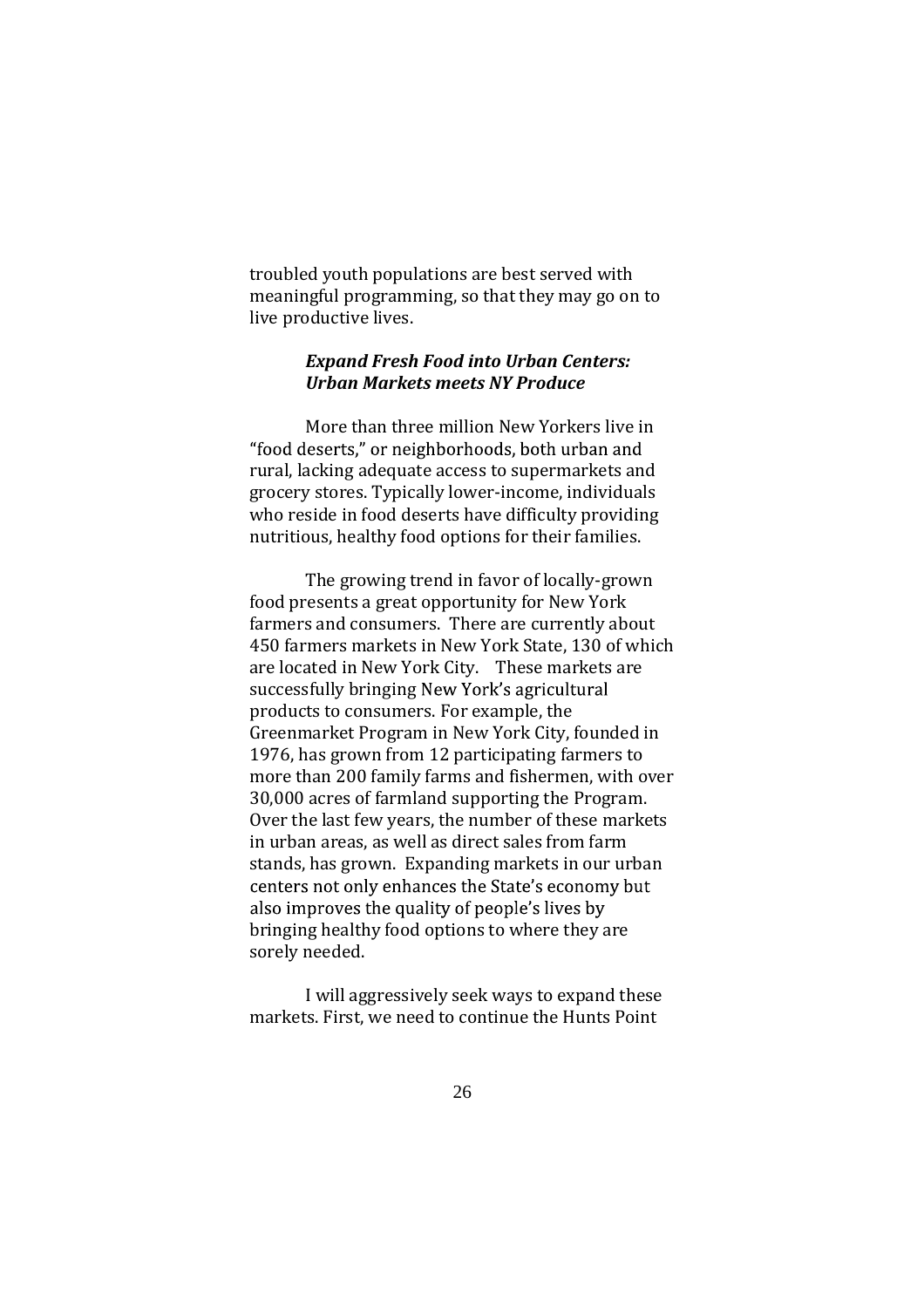troubled youth populations are best served with meaningful programming, so that they may go on to live productive lives.

### *Expand Fresh Food into Urban Centers: Urban Markets meets NY Produce*

More than three million New Yorkers live in "food deserts," or neighborhoods, both urban and rural, lacking adequate access to supermarkets and grocery stores. Typically lower-income, individuals who reside in food deserts have difficulty providing nutritious, healthy food options for their families.

The growing trend in favor of locally-grown food presents a great opportunity for New York farmers and consumers. There are currently about 450 farmers markets in New York State, 130 of which are located in New York City. These markets are successfully bringing New York's agricultural products to consumers. For example, the Greenmarket Program in New York City, founded in 1976, has grown from 12 participating farmers to more than 200 family farms and fishermen, with over 30,000 acres of farmland supporting the Program. Over the last few years, the number of these markets in urban areas, as well as direct sales from farm stands, has grown. Expanding markets in our urban centers not only enhances the State's economy but also improves the quality of people's lives by bringing healthy food options to where they are sorely needed.

I will aggressively seek ways to expand these markets. First, we need to continue the Hunts Point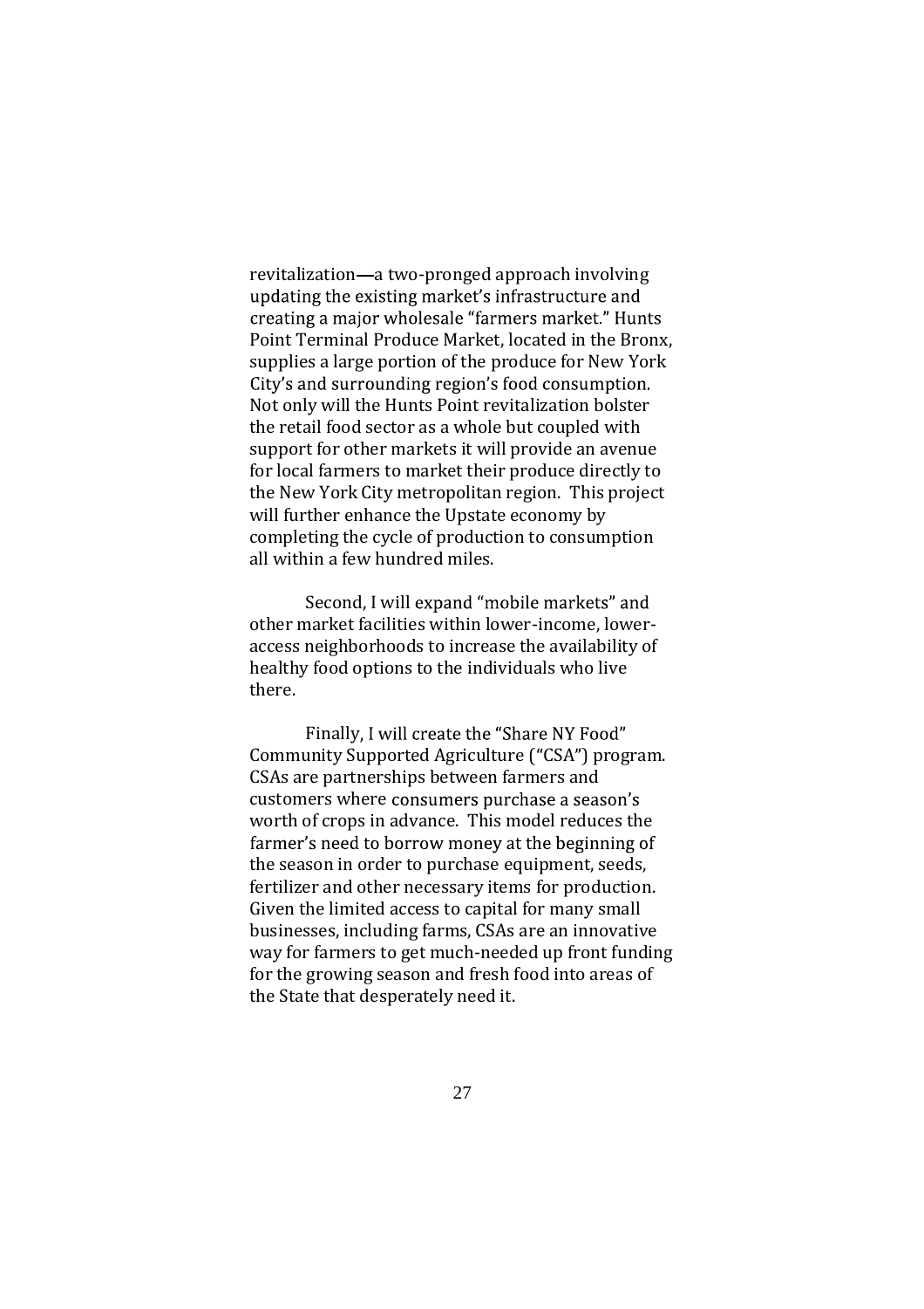revitalization—a two-pronged approach involving updating the existing market's infrastructure and creating a major wholesale "farmers market." Hunts Point Terminal Produce Market, located in the Bronx, supplies a large portion of the produce for New York City's and surrounding region's food consumption. Not only will the Hunts Point revitalization bolster the retail food sector as a whole but coupled with support for other markets it will provide an avenue for local farmers to market their produce directly to the New York City metropolitan region. This project will further enhance the Upstate economy by completing the cycle of production to consumption all within a few hundred miles.

Second, I will expand "mobile markets" and other market facilities within lower-income, lower-access neighborhoods to increase the availability of healthy food options to the individuals who live there.

Finally, I will create the "Share NY Food" Community Supported Agriculture ("CSA") program. CSAs are partnerships between farmers and customers where consumers purchase a season's worth of crops in advance. This model reduces the farmer's need to borrow money at the beginning of the season in order to purchase equipment, seeds, fertilizer and other necessary items for production. Given the limited access to capital for many small businesses, including farms, CSAs are an innovative way for farmers to get much-needed up front funding for the growing season and fresh food into areas of the State that desperately need it.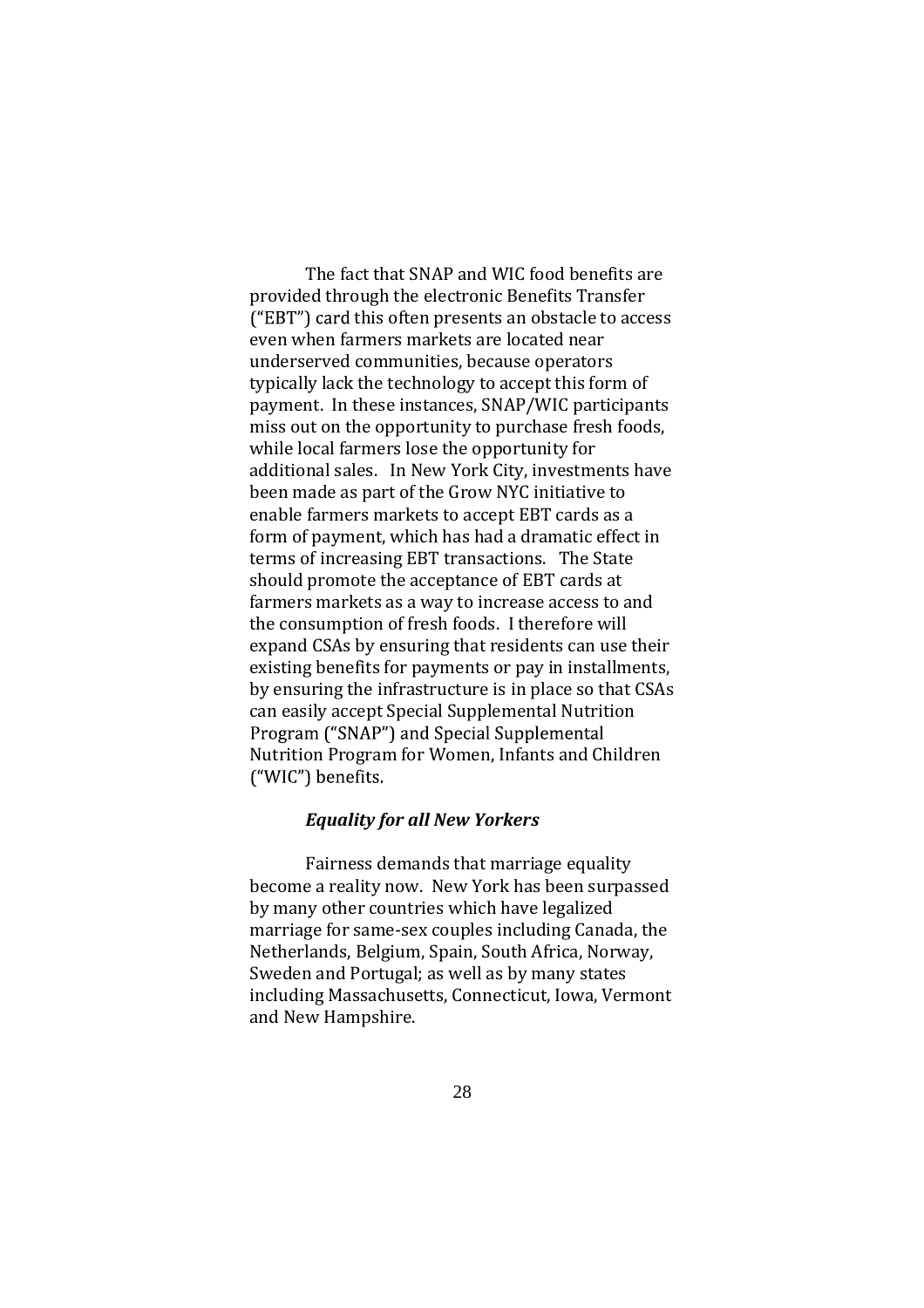The fact that SNAP and WIC food benefits are provided through the electronic Benefits Transfer ("EBT") card this often presents an obstacle to access even when farmers markets are located near underserved communities, because operators typically lack the technology to accept this form of payment. In these instances, SNAP/WIC participants miss out on the opportunity to purchase fresh foods, while local farmers lose the opportunity for additional sales. In New York City, investments have been made as part of the Grow NYC initiative to enable farmers markets to accept EBT cards as a form of payment, which has had a dramatic effect in terms of increasing EBT transactions. The State should promote the acceptance of EBT cards at farmers markets as a way to increase access to and the consumption of fresh foods. I therefore will expand CSAs by ensuring that residents can use their existing benefits for payments or pay in installments, by ensuring the infrastructure is in place so that CSAs can easily accept Special Supplemental Nutrition Program ("SNAP") and Special Supplemental Nutrition Program for Women, Infants and Children ("WIC") benefits.

***Equality for all New Yorkers***

Fairness demands that marriage equality become a reality now. New York has been surpassed by many other countries which have legalized marriage for same-sex couples including Canada, the Netherlands, Belgium, Spain, South Africa, Norway, Sweden and Portugal; as well as by many states including Massachusetts, Connecticut, Iowa, Vermont and New Hampshire.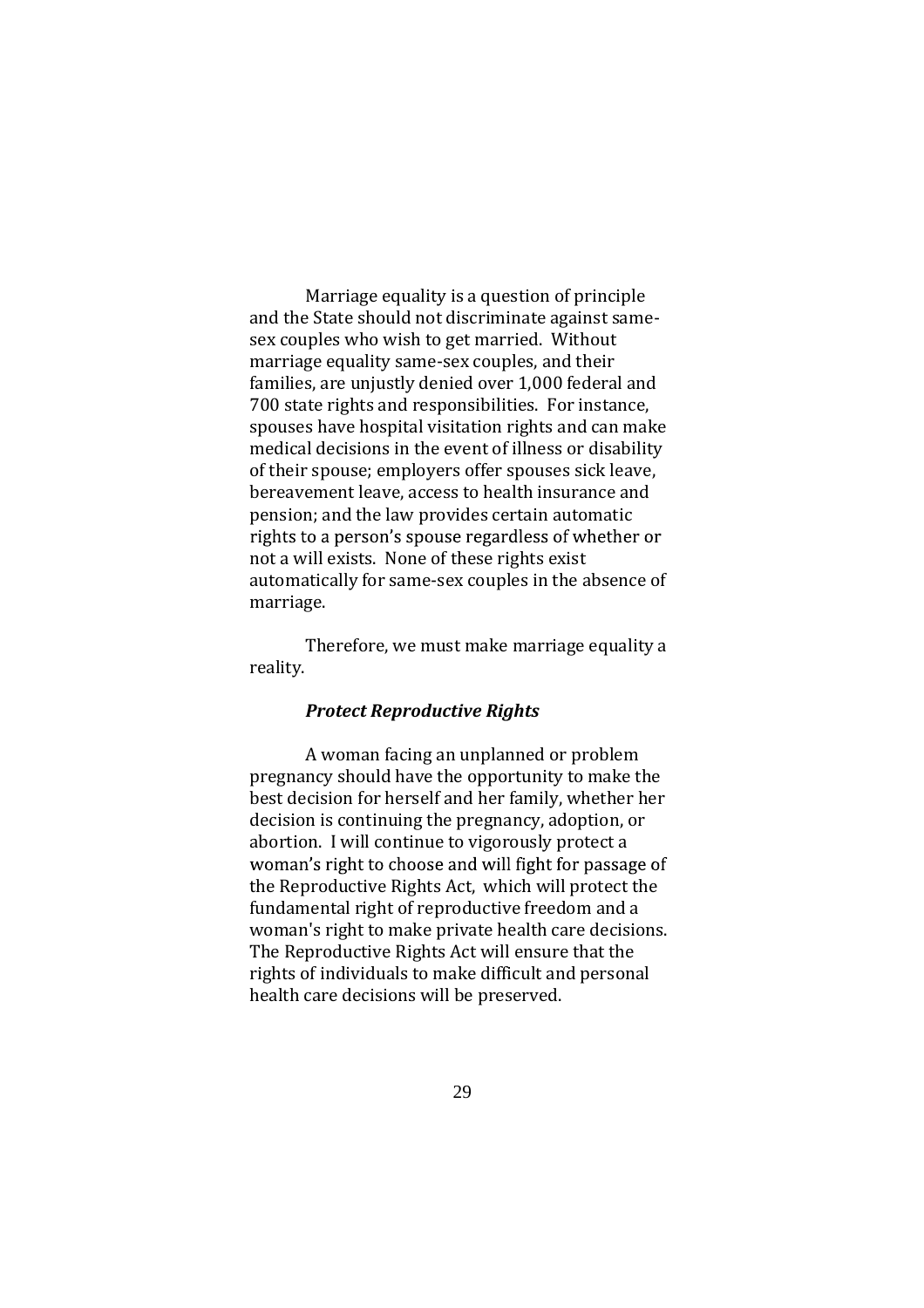Marriage equality is a question of principle and the State should not discriminate against same-sex couples who wish to get married. Without marriage equality same-sex couples, and their families, are unjustly denied over 1,000 federal and 700 state rights and responsibilities. For instance, spouses have hospital visitation rights and can make medical decisions in the event of illness or disability of their spouse; employers offer spouses sick leave, bereavement leave, access to health insurance and pension; and the law provides certain automatic rights to a person's spouse regardless of whether or not a will exists. None of these rights exist automatically for same-sex couples in the absence of marriage.

Therefore, we must make marriage equality a reality.

### ***Protect Reproductive Rights***

A woman facing an unplanned or problem pregnancy should have the opportunity to make the best decision for herself and her family, whether her decision is continuing the pregnancy, adoption, or abortion. I will continue to vigorously protect a woman's right to choose and will fight for passage of the Reproductive Rights Act, which will protect the fundamental right of reproductive freedom and a woman's right to make private health care decisions. The Reproductive Rights Act will ensure that the rights of individuals to make difficult and personal health care decisions will be preserved.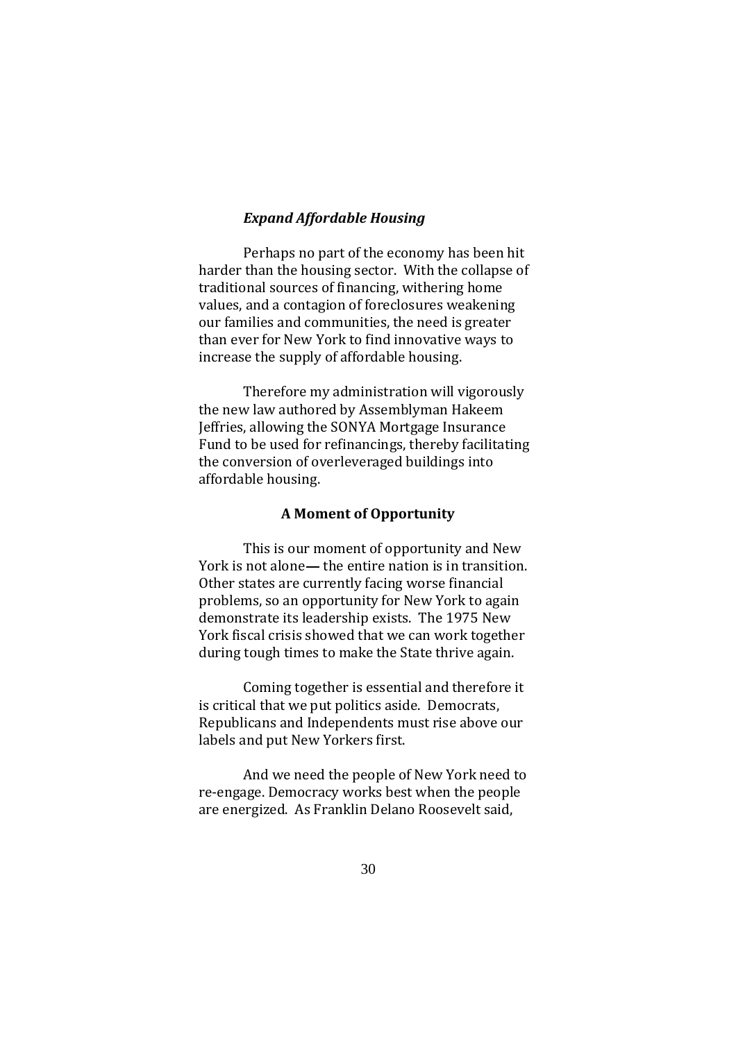### *Expand Affordable Housing*

Perhaps no part of the economy has been hit harder than the housing sector. With the collapse of traditional sources of financing, withering home values, and a contagion of foreclosures weakening our families and communities, the need is greater than ever for New York to find innovative ways to increase the supply of affordable housing.

Therefore my administration will vigorously the new law authored by Assemblyman Hakeem Jeffries, allowing the SONYA Mortgage Insurance Fund to be used for refinancings, thereby facilitating the conversion of overleveraged buildings into affordable housing.

## A Moment of Opportunity

This is our moment of opportunity and New York is not alone— the entire nation is in transition. Other states are currently facing worse financial problems, so an opportunity for New York to again demonstrate its leadership exists. The 1975 New York fiscal crisis showed that we can work together during tough times to make the State thrive again.

Coming together is essential and therefore it is critical that we put politics aside. Democrats, Republicans and Independents must rise above our labels and put New Yorkers first.

And we need the people of New York need to re-engage. Democracy works best when the people are energized. As Franklin Delano Roosevelt said,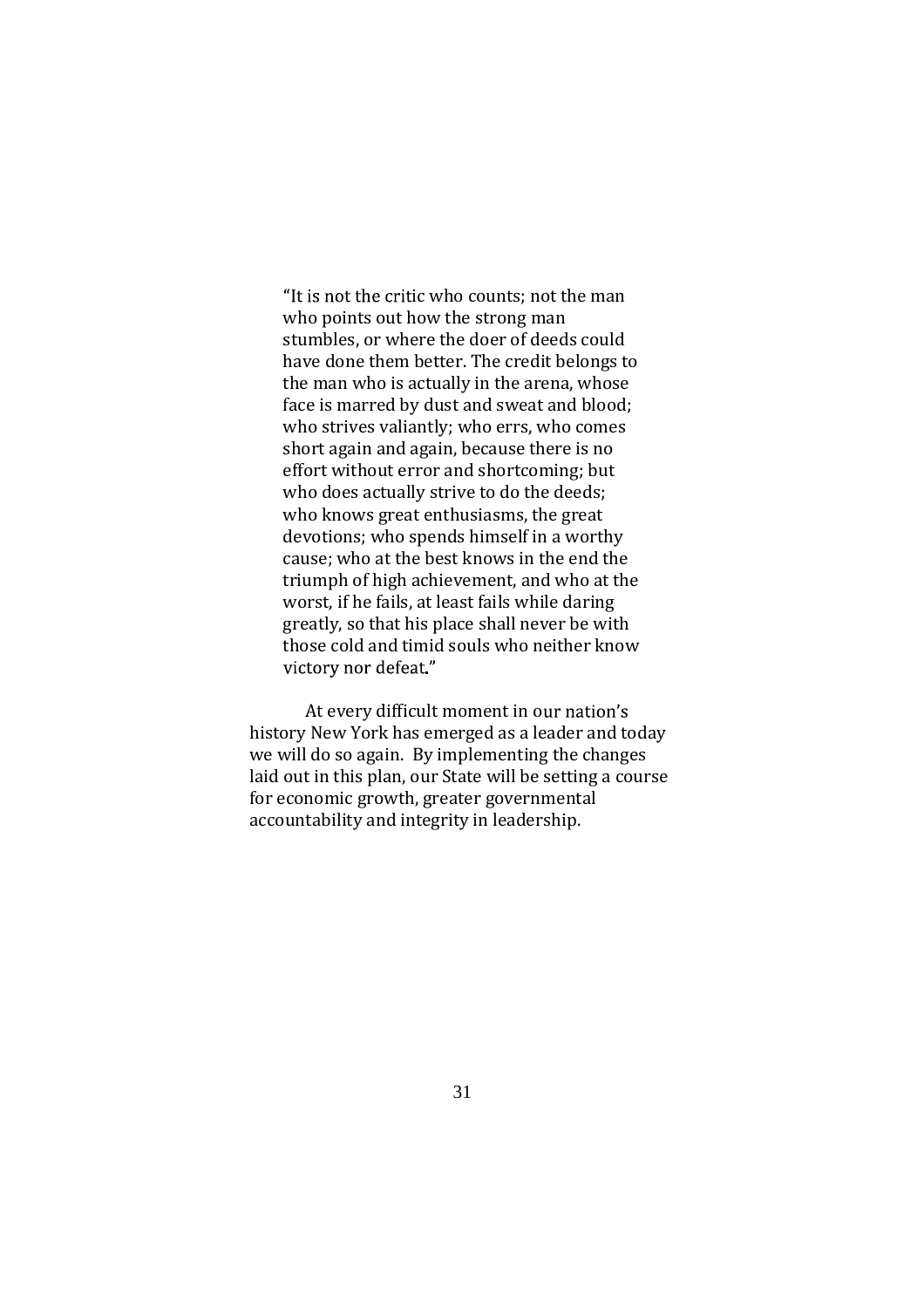> "It is not the critic who counts; not the man who points out how the strong man stumbles, or where the doer of deeds could have done them better. The credit belongs to the man who is actually in the arena, whose face is marred by dust and sweat and blood; who strives valiantly; who errs, who comes short again and again, because there is no effort without error and shortcoming; but who does actually strive to do the deeds; who knows great enthusiasms, the great devotions; who spends himself in a worthy cause; who at the best knows in the end the triumph of high achievement, and who at the worst, if he fails, at least fails while daring greatly, so that his place shall never be with those cold and timid souls who neither know victory nor defeat."

At every difficult moment in our nation's history New York has emerged as a leader and today we will do so again. By implementing the changes laid out in this plan, our State will be setting a course for economic growth, greater governmental accountability and integrity in leadership.